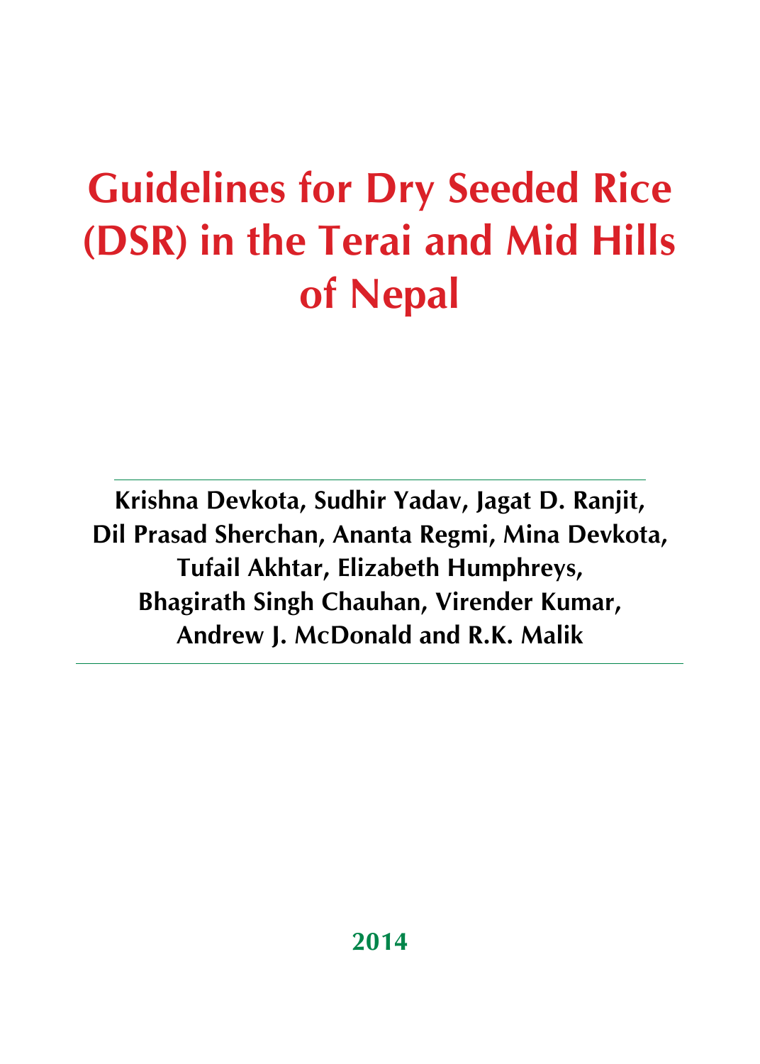# Guidelines for Dry Seeded Rice (DSR) in the Terai and Mid Hills of Nepal

**Krishna Devkota, Sudhir Yadav, Jagat D. Ranjit, Dil Prasad Sherchan, Ananta Regmi, Mina Devkota, Tufail Akhtar, Elizabeth Humphreys, Bhagirath Singh Chauhan, Virender Kumar, Andrew J. McDonald and R.K. Malik**

**2014**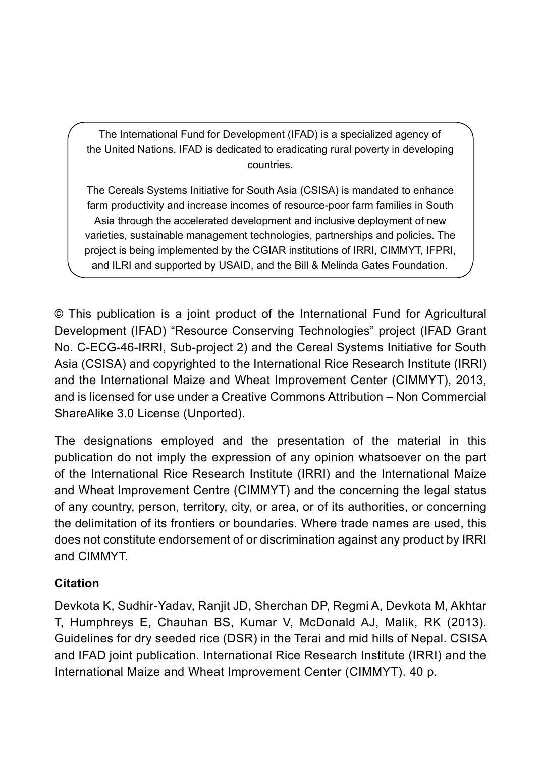The International Fund for Development (IFAD) is a specialized agency of the United Nations. IFAD is dedicated to eradicating rural poverty in developing countries.

The Cereals Systems Initiative for South Asia (CSISA) is mandated to enhance farm productivity and increase incomes of resource-poor farm families in South Asia through the accelerated development and inclusive deployment of new varieties, sustainable management technologies, partnerships and policies. The project is being implemented by the CGIAR institutions of IRRI, CIMMYT, IFPRI, and ILRI and supported by USAID, and the Bill & Melinda Gates Foundation.

© This publication is a joint product of the International Fund for Agricultural Development (IFAD) "Resource Conserving Technologies" project (IFAD Grant No. C-ECG-46-IRRI, Sub-project 2) and the Cereal Systems Initiative for South Asia (CSISA) and copyrighted to the International Rice Research Institute (IRRI) and the International Maize and Wheat Improvement Center (CIMMYT), 2013, and is licensed for use under a Creative Commons Attribution – Non Commercial ShareAlike 3.0 License (Unported).

The designations employed and the presentation of the material in this publication do not imply the expression of any opinion whatsoever on the part of the International Rice Research Institute (IRRI) and the International Maize and Wheat Improvement Centre (CIMMYT) and the concerning the legal status of any country, person, territory, city, or area, or of its authorities, or concerning the delimitation of its frontiers or boundaries. Where trade names are used, this does not constitute endorsement of or discrimination against any product by IRRI and CIMMYT.

**Citation**

Devkota K, Sudhir-Yadav, Ranjit JD, Sherchan DP, Regmi A, Devkota M, Akhtar T, Humphreys E, Chauhan BS, Kumar V, McDonald AJ, Malik, RK (2013). Guidelines for dry seeded rice (DSR) in the Terai and mid hills of Nepal. CSISA and IFAD joint publication. International Rice Research Institute (IRRI) and the International Maize and Wheat Improvement Center (CIMMYT). 40 p.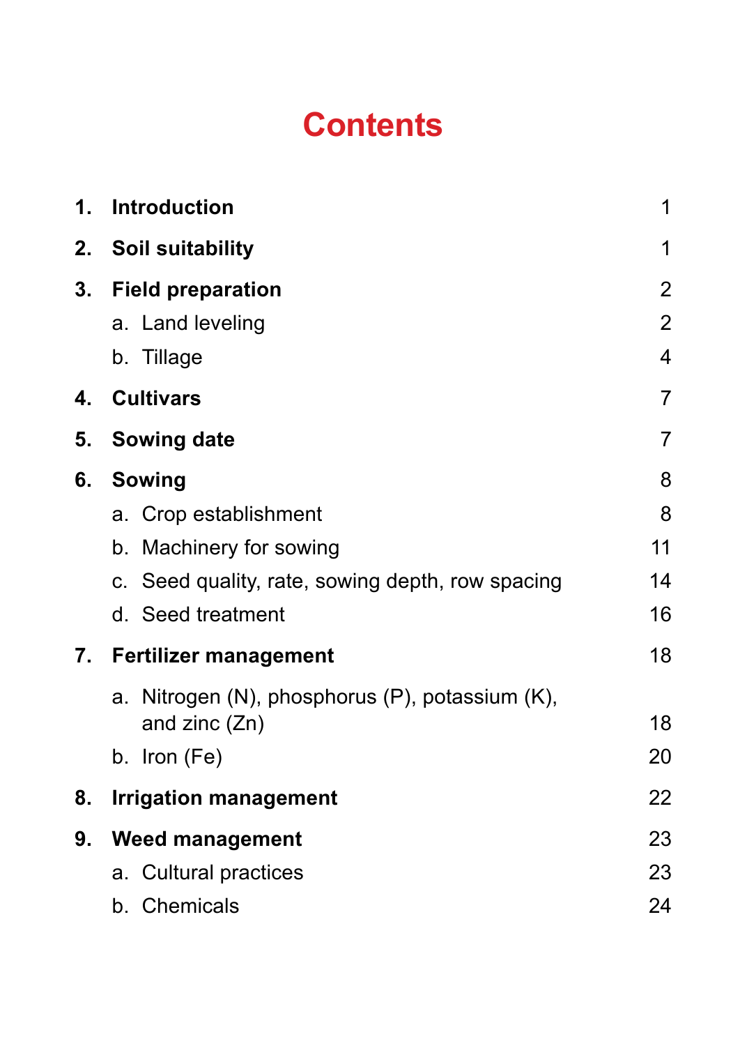# Contents

| | | |
|---|---|---|
| **1.** | **Introduction** | 1 |
| **2.** | **Soil suitability** | 1 |
| **3.** | **Field preparation** | 2 |
| | a. Land leveling | 2 |
| | b. Tillage | 4 |
| **4.** | **Cultivars** | 7 |
| **5.** | **Sowing date** | 7 |
| **6.** | **Sowing** | 8 |
| | a. Crop establishment | 8 |
| | b. Machinery for sowing | 11 |
| | c. Seed quality, rate, sowing depth, row spacing | 14 |
| | d. Seed treatment | 16 |
| **7.** | **Fertilizer management** | 18 |
| | a. Nitrogen (N), phosphorus (P), potassium (K), and zinc (Zn) | 18 |
| | b. Iron (Fe) | 20 |
| **8.** | **Irrigation management** | 22 |
| **9.** | **Weed management** | 23 |
| | a. Cultural practices | 23 |
| | b. Chemicals | 24 |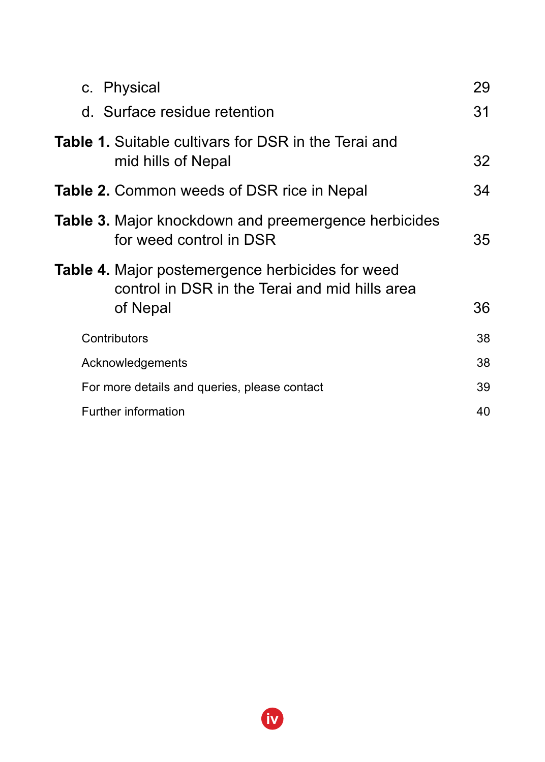c. Physical 29

d. Surface residue retention 31

**Table 1.** Suitable cultivars for DSR in the Terai and mid hills of Nepal 32

**Table 2.** Common weeds of DSR rice in Nepal 34

**Table 3.** Major knockdown and preemergence herbicides for weed control in DSR 35

**Table 4.** Major postemergence herbicides for weed control in DSR in the Terai and mid hills area of Nepal 36

Contributors 38

Acknowledgements 38

For more details and queries, please contact 39

Further information 40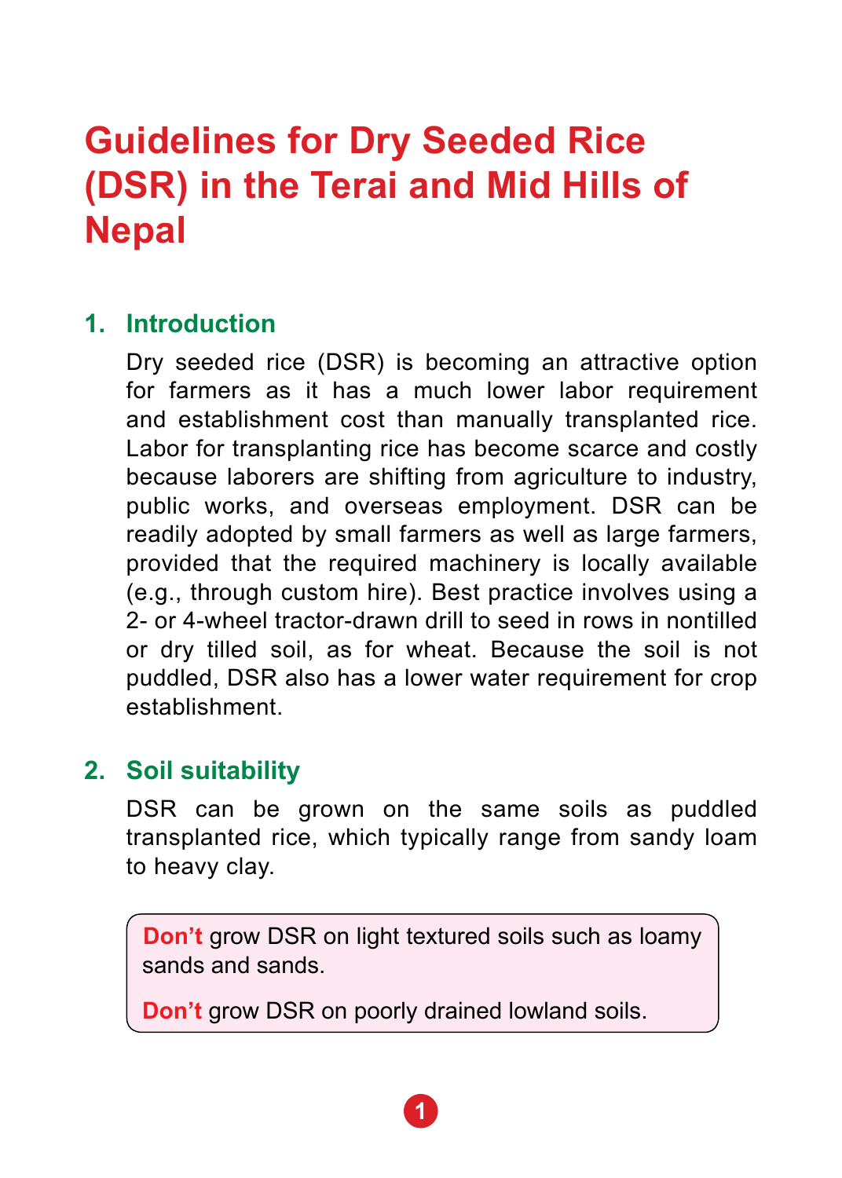# Guidelines for Dry Seeded Rice (DSR) in the Terai and Mid Hills of Nepal

## 1. Introduction

Dry seeded rice (DSR) is becoming an attractive option for farmers as it has a much lower labor requirement and establishment cost than manually transplanted rice. Labor for transplanting rice has become scarce and costly because laborers are shifting from agriculture to industry, public works, and overseas employment. DSR can be readily adopted by small farmers as well as large farmers, provided that the required machinery is locally available (e.g., through custom hire). Best practice involves using a 2- or 4-wheel tractor-drawn drill to seed in rows in nontilled or dry tilled soil, as for wheat. Because the soil is not puddled, DSR also has a lower water requirement for crop establishment.

## 2. Soil suitability

DSR can be grown on the same soils as puddled transplanted rice, which typically range from sandy loam to heavy clay.

> **Don't** grow DSR on light textured soils such as loamy sands and sands.
>
> **Don't** grow DSR on poorly drained lowland soils.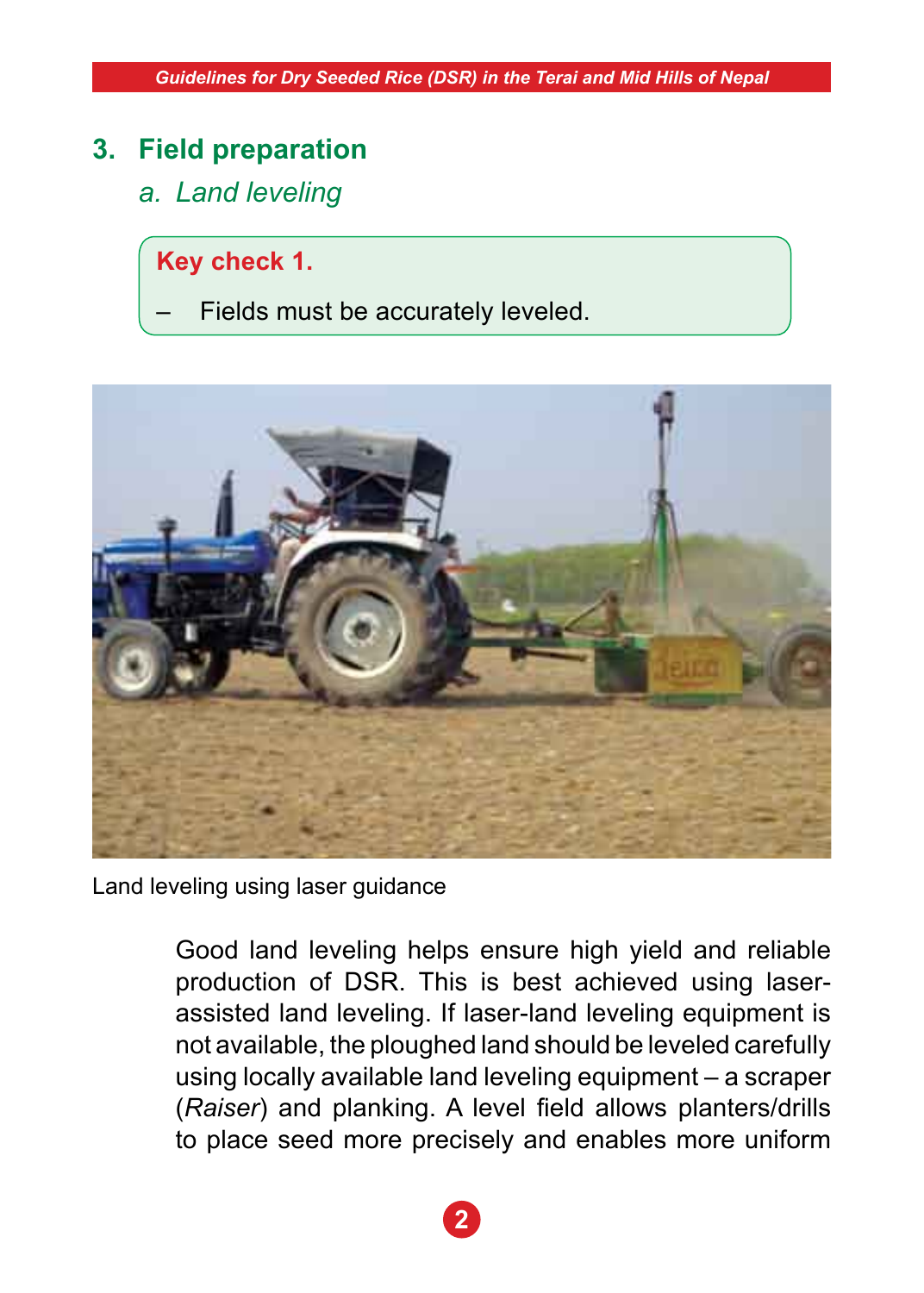## 3. Field preparation

### *a. Land leveling*

**Key check 1.**

– Fields must be accurately leveled.

Land leveling using laser guidance

Good land leveling helps ensure high yield and reliable production of DSR. This is best achieved using laser-assisted land leveling. If laser-land leveling equipment is not available, the ploughed land should be leveled carefully using locally available land leveling equipment – a scraper (*Raiser*) and planking. A level field allows planters/drills to place seed more precisely and enables more uniform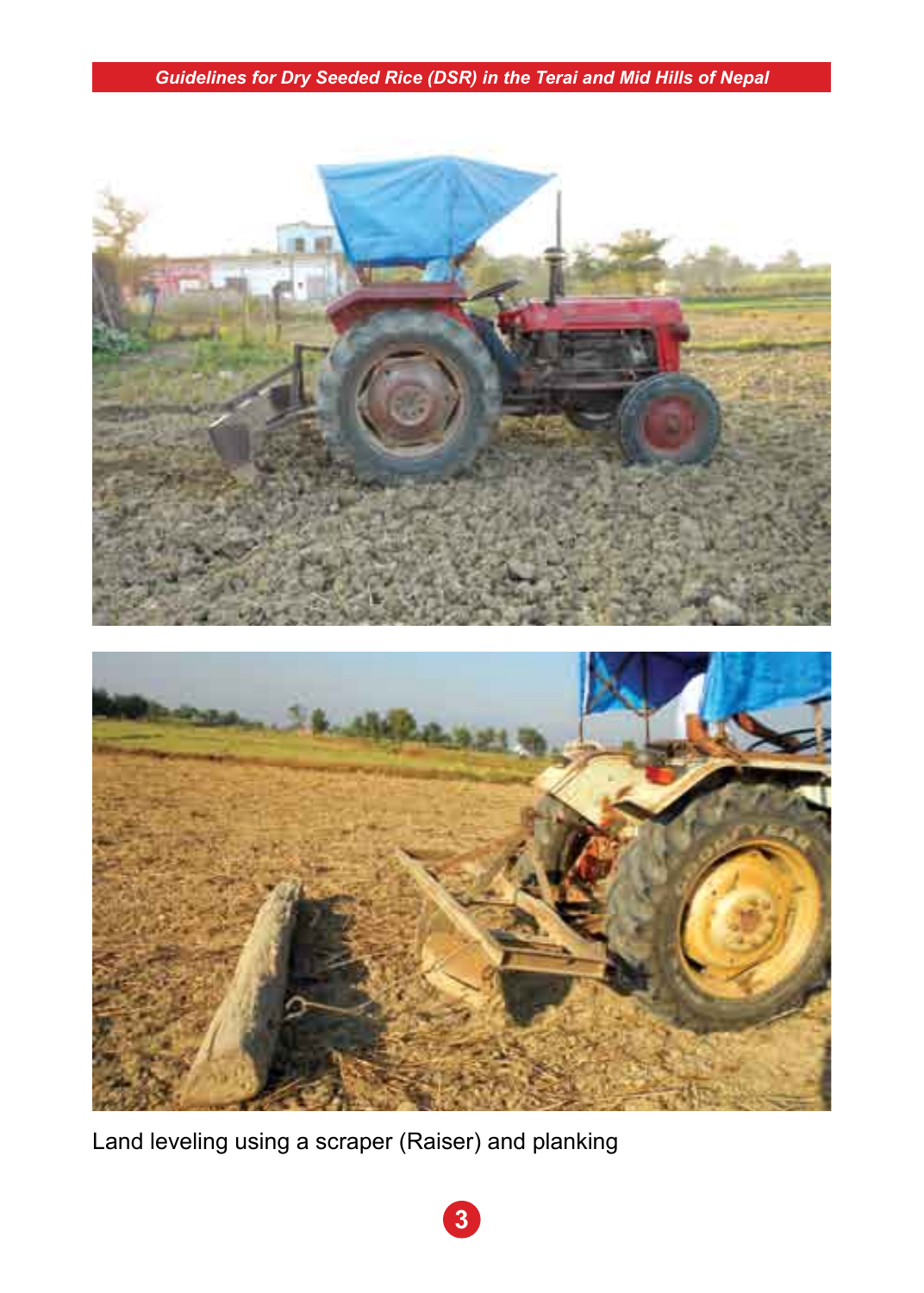Land leveling using a scraper (Raiser) and planking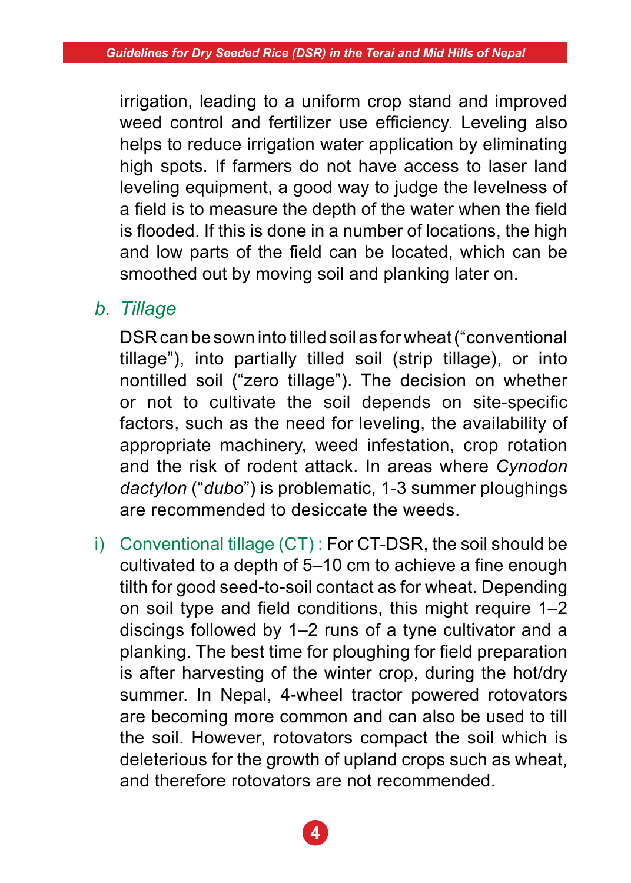irrigation, leading to a uniform crop stand and improved weed control and fertilizer use efficiency. Leveling also helps to reduce irrigation water application by eliminating high spots. If farmers do not have access to laser land leveling equipment, a good way to judge the levelness of a field is to measure the depth of the water when the field is flooded. If this is done in a number of locations, the high and low parts of the field can be located, which can be smoothed out by moving soil and planking later on.

### b. *Tillage*

DSR can be sown into tilled soil as for wheat ("conventional tillage"), into partially tilled soil (strip tillage), or into nontilled soil ("zero tillage"). The decision on whether or not to cultivate the soil depends on site-specific factors, such as the need for leveling, the availability of appropriate machinery, weed infestation, crop rotation and the risk of rodent attack. In areas where *Cynodon dactylon* ("*dubo*") is problematic, 1-3 summer ploughings are recommended to desiccate the weeds.

i) Conventional tillage (CT) : For CT-DSR, the soil should be cultivated to a depth of 5–10 cm to achieve a fine enough tilth for good seed-to-soil contact as for wheat. Depending on soil type and field conditions, this might require 1–2 discings followed by 1–2 runs of a tyne cultivator and a planking. The best time for ploughing for field preparation is after harvesting of the winter crop, during the hot/dry summer. In Nepal, 4-wheel tractor powered rotovators are becoming more common and can also be used to till the soil. However, rotovators compact the soil which is deleterious for the growth of upland crops such as wheat, and therefore rotovators are not recommended.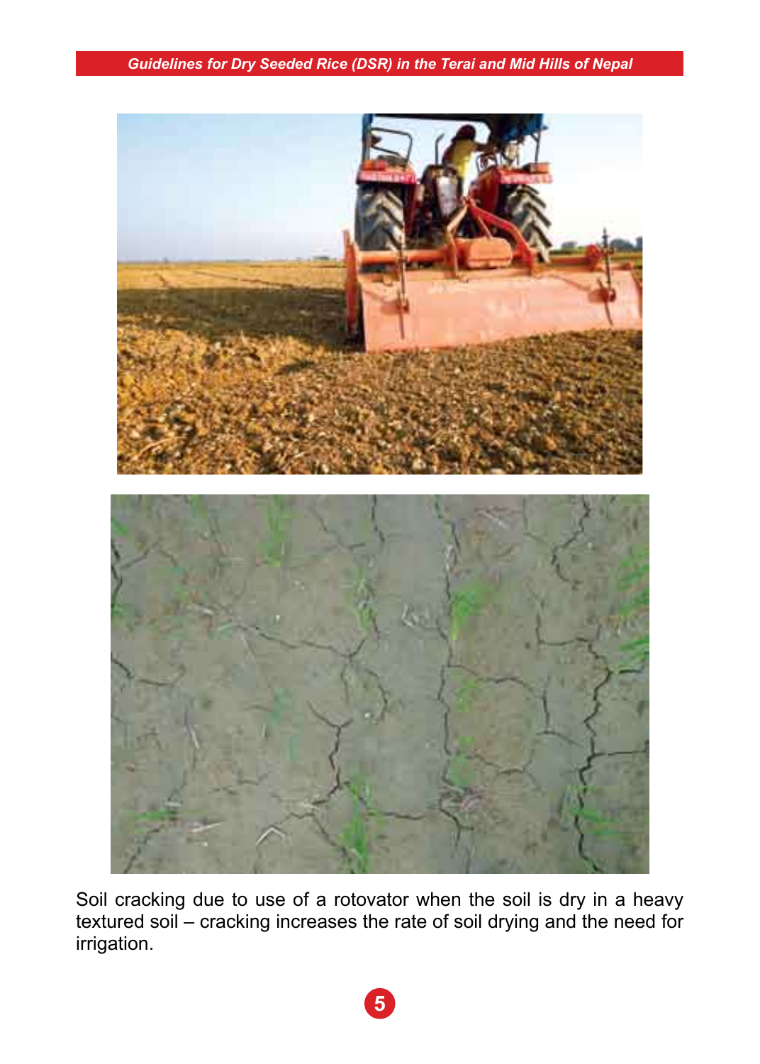Soil cracking due to use of a rotovator when the soil is dry in a heavy textured soil – cracking increases the rate of soil drying and the need for irrigation.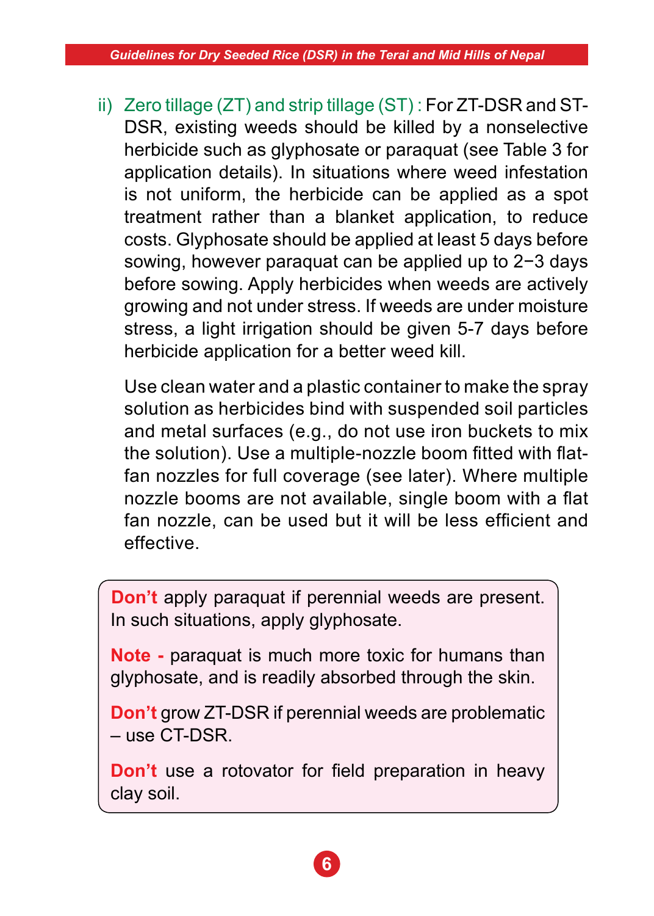ii) Zero tillage (ZT) and strip tillage (ST) : For ZT-DSR and ST-DSR, existing weeds should be killed by a nonselective herbicide such as glyphosate or paraquat (see Table 3 for application details). In situations where weed infestation is not uniform, the herbicide can be applied as a spot treatment rather than a blanket application, to reduce costs. Glyphosate should be applied at least 5 days before sowing, however paraquat can be applied up to 2−3 days before sowing. Apply herbicides when weeds are actively growing and not under stress. If weeds are under moisture stress, a light irrigation should be given 5-7 days before herbicide application for a better weed kill.

Use clean water and a plastic container to make the spray solution as herbicides bind with suspended soil particles and metal surfaces (e.g., do not use iron buckets to mix the solution). Use a multiple-nozzle boom fitted with flat-fan nozzles for full coverage (see later). Where multiple nozzle booms are not available, single boom with a flat fan nozzle, can be used but it will be less efficient and effective.

> **Don't** apply paraquat if perennial weeds are present. In such situations, apply glyphosate.
>
> **Note -** paraquat is much more toxic for humans than glyphosate, and is readily absorbed through the skin.
>
> **Don't** grow ZT-DSR if perennial weeds are problematic – use CT-DSR.
>
> **Don't** use a rotovator for field preparation in heavy clay soil.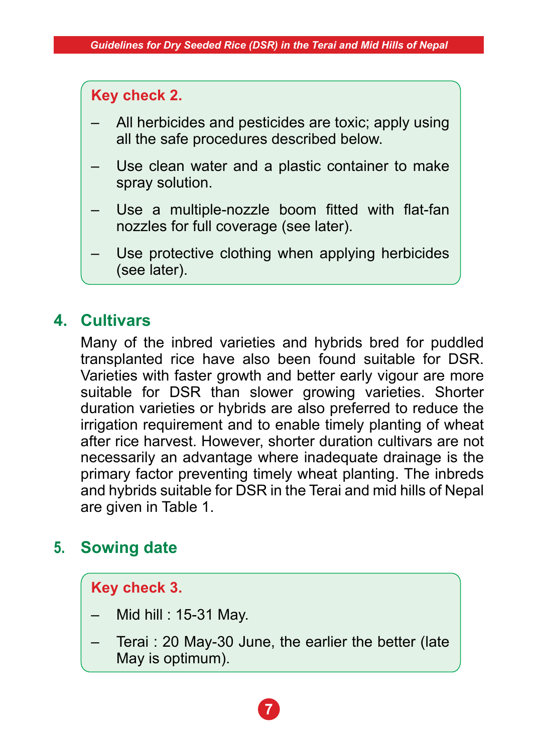**Key check 2.**

- All herbicides and pesticides are toxic; apply using all the safe procedures described below.
- Use clean water and a plastic container to make spray solution.
- Use a multiple-nozzle boom fitted with flat-fan nozzles for full coverage (see later).
- Use protective clothing when applying herbicides (see later).

## 4. Cultivars

Many of the inbred varieties and hybrids bred for puddled transplanted rice have also been found suitable for DSR. Varieties with faster growth and better early vigour are more suitable for DSR than slower growing varieties. Shorter duration varieties or hybrids are also preferred to reduce the irrigation requirement and to enable timely planting of wheat after rice harvest. However, shorter duration cultivars are not necessarily an advantage where inadequate drainage is the primary factor preventing timely wheat planting. The inbreds and hybrids suitable for DSR in the Terai and mid hills of Nepal are given in Table 1.

## 5. Sowing date

**Key check 3.**

- Mid hill : 15-31 May.
- Terai : 20 May-30 June, the earlier the better (late May is optimum).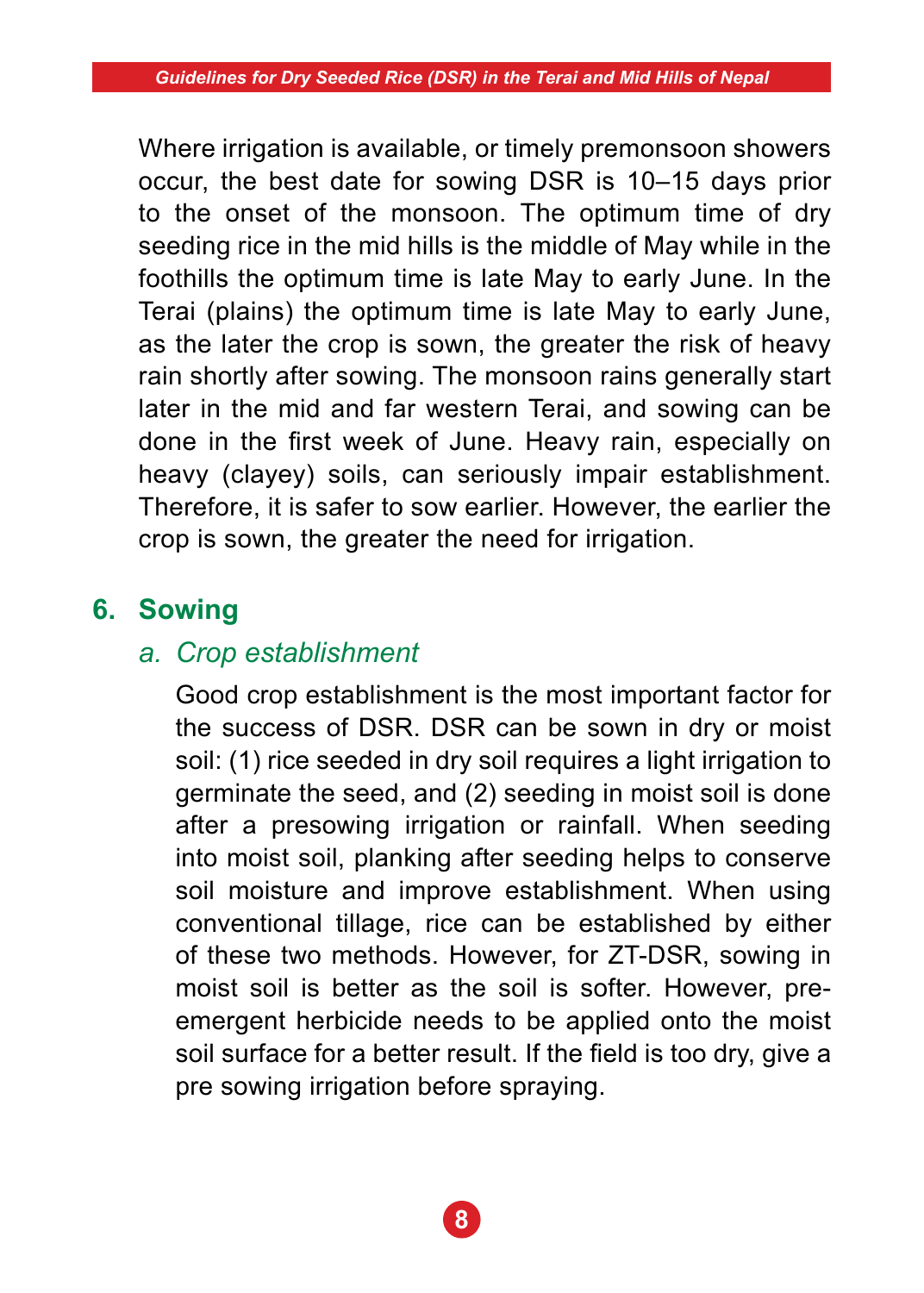Where irrigation is available, or timely premonsoon showers occur, the best date for sowing DSR is 10–15 days prior to the onset of the monsoon. The optimum time of dry seeding rice in the mid hills is the middle of May while in the foothills the optimum time is late May to early June. In the Terai (plains) the optimum time is late May to early June, as the later the crop is sown, the greater the risk of heavy rain shortly after sowing. The monsoon rains generally start later in the mid and far western Terai, and sowing can be done in the first week of June. Heavy rain, especially on heavy (clayey) soils, can seriously impair establishment. Therefore, it is safer to sow earlier. However, the earlier the crop is sown, the greater the need for irrigation.

## 6. Sowing

### *a. Crop establishment*

Good crop establishment is the most important factor for the success of DSR. DSR can be sown in dry or moist soil: (1) rice seeded in dry soil requires a light irrigation to germinate the seed, and (2) seeding in moist soil is done after a presowing irrigation or rainfall. When seeding into moist soil, planking after seeding helps to conserve soil moisture and improve establishment. When using conventional tillage, rice can be established by either of these two methods. However, for ZT-DSR, sowing in moist soil is better as the soil is softer. However, pre-emergent herbicide needs to be applied onto the moist soil surface for a better result. If the field is too dry, give a pre sowing irrigation before spraying.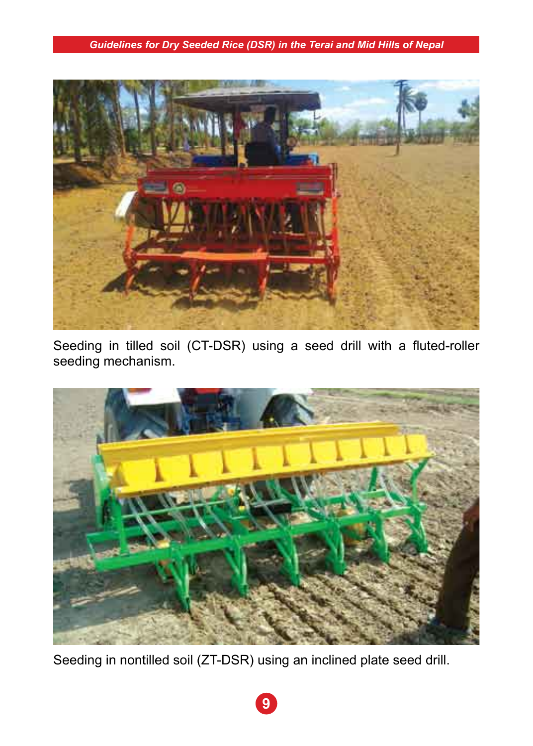Seeding in tilled soil (CT-DSR) using a seed drill with a fluted-roller seeding mechanism.

Seeding in nontilled soil (ZT-DSR) using an inclined plate seed drill.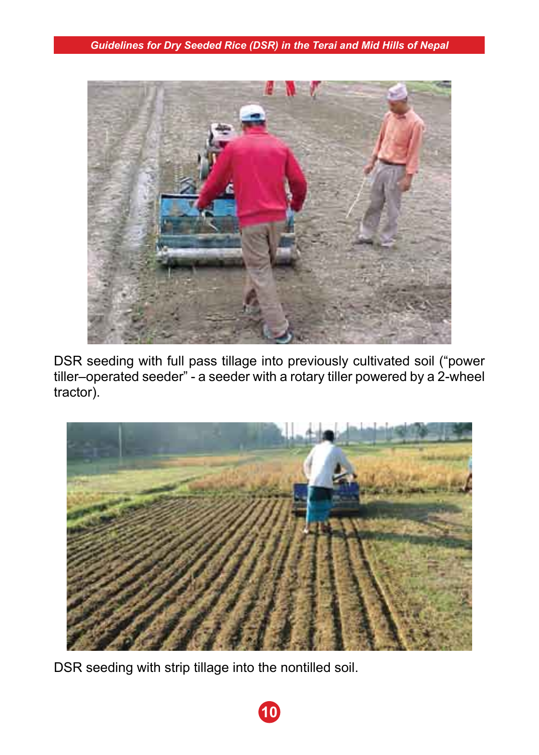DSR seeding with full pass tillage into previously cultivated soil ("power tiller–operated seeder" - a seeder with a rotary tiller powered by a 2-wheel tractor).

DSR seeding with strip tillage into the nontilled soil.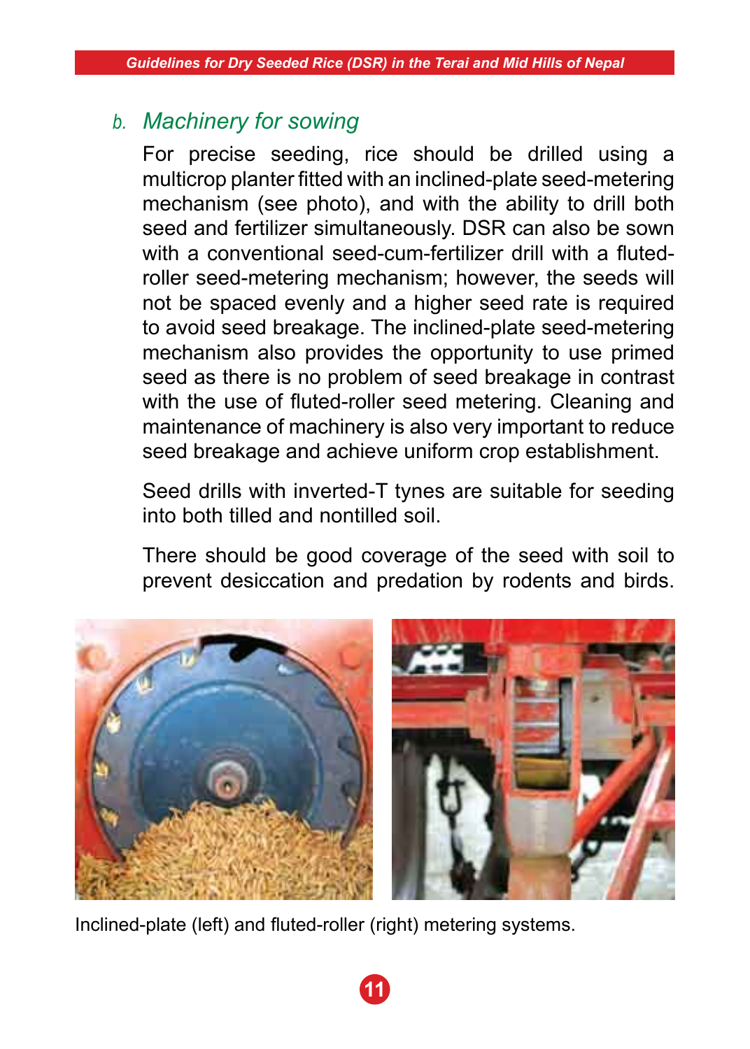## b. *Machinery for sowing*

For precise seeding, rice should be drilled using a multicrop planter fitted with an inclined-plate seed-metering mechanism (see photo), and with the ability to drill both seed and fertilizer simultaneously. DSR can also be sown with a conventional seed-cum-fertilizer drill with a fluted-roller seed-metering mechanism; however, the seeds will not be spaced evenly and a higher seed rate is required to avoid seed breakage. The inclined-plate seed-metering mechanism also provides the opportunity to use primed seed as there is no problem of seed breakage in contrast with the use of fluted-roller seed metering. Cleaning and maintenance of machinery is also very important to reduce seed breakage and achieve uniform crop establishment.

Seed drills with inverted-T tynes are suitable for seeding into both tilled and nontilled soil.

There should be good coverage of the seed with soil to prevent desiccation and predation by rodents and birds.

Inclined-plate (left) and fluted-roller (right) metering systems.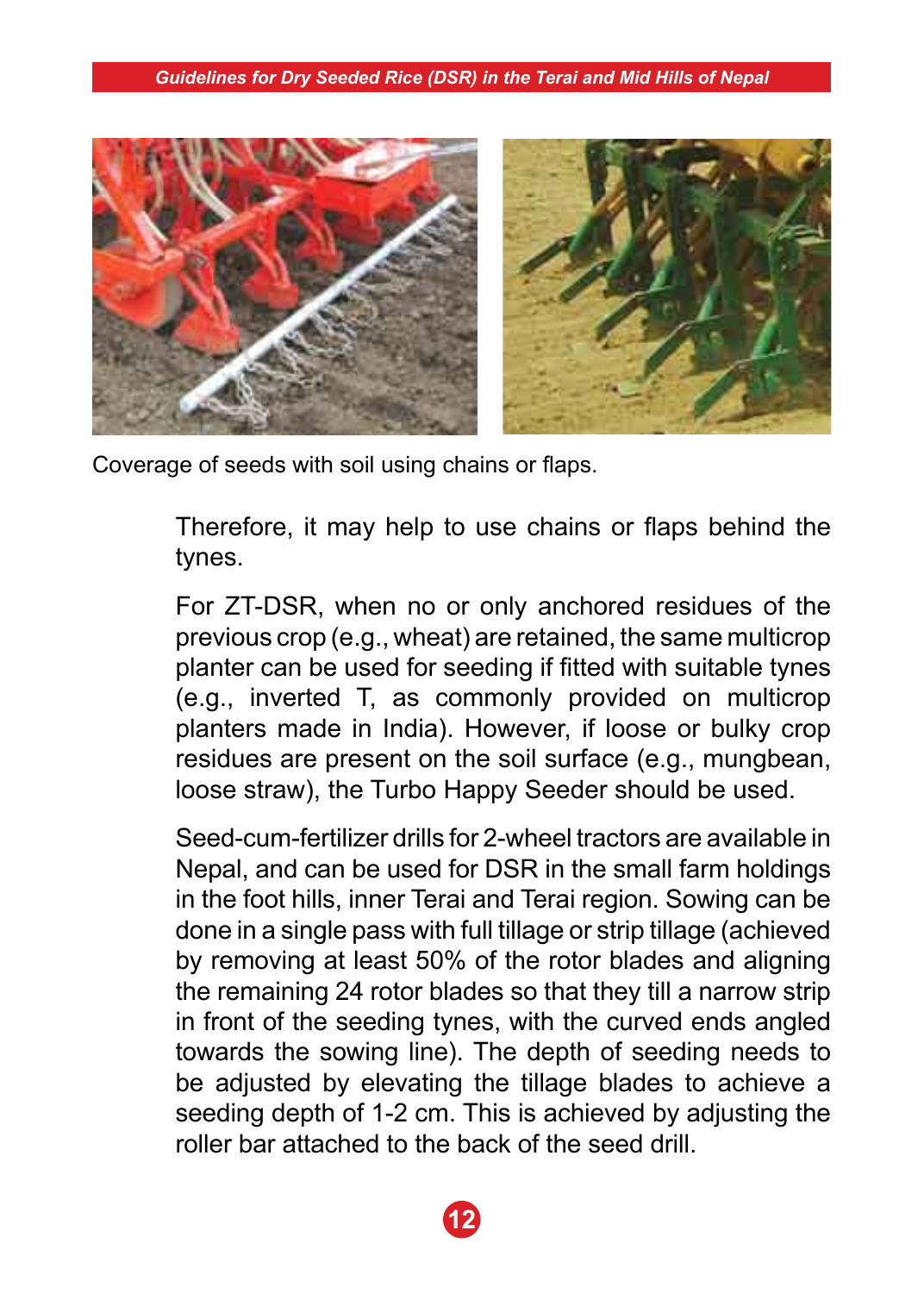Coverage of seeds with soil using chains or flaps.

Therefore, it may help to use chains or flaps behind the tynes.

For ZT-DSR, when no or only anchored residues of the previous crop (e.g., wheat) are retained, the same multicrop planter can be used for seeding if fitted with suitable tynes (e.g., inverted T, as commonly provided on multicrop planters made in India). However, if loose or bulky crop residues are present on the soil surface (e.g., mungbean, loose straw), the Turbo Happy Seeder should be used.

Seed-cum-fertilizer drills for 2-wheel tractors are available in Nepal, and can be used for DSR in the small farm holdings in the foot hills, inner Terai and Terai region. Sowing can be done in a single pass with full tillage or strip tillage (achieved by removing at least 50% of the rotor blades and aligning the remaining 24 rotor blades so that they till a narrow strip in front of the seeding tynes, with the curved ends angled towards the sowing line). The depth of seeding needs to be adjusted by elevating the tillage blades to achieve a seeding depth of 1-2 cm. This is achieved by adjusting the roller bar attached to the back of the seed drill.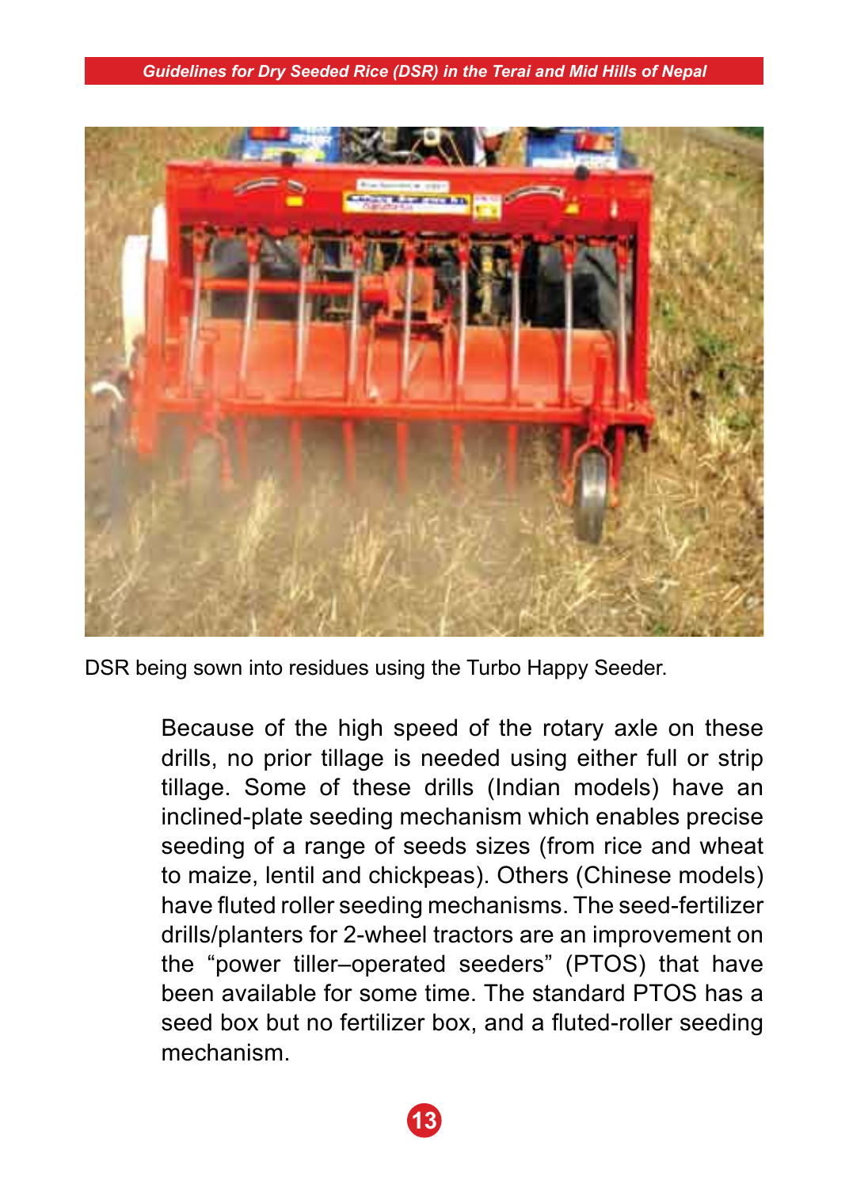DSR being sown into residues using the Turbo Happy Seeder.

Because of the high speed of the rotary axle on these drills, no prior tillage is needed using either full or strip tillage. Some of these drills (Indian models) have an inclined-plate seeding mechanism which enables precise seeding of a range of seeds sizes (from rice and wheat to maize, lentil and chickpeas). Others (Chinese models) have fluted roller seeding mechanisms. The seed-fertilizer drills/planters for 2-wheel tractors are an improvement on the "power tiller–operated seeders" (PTOS) that have been available for some time. The standard PTOS has a seed box but no fertilizer box, and a fluted-roller seeding mechanism.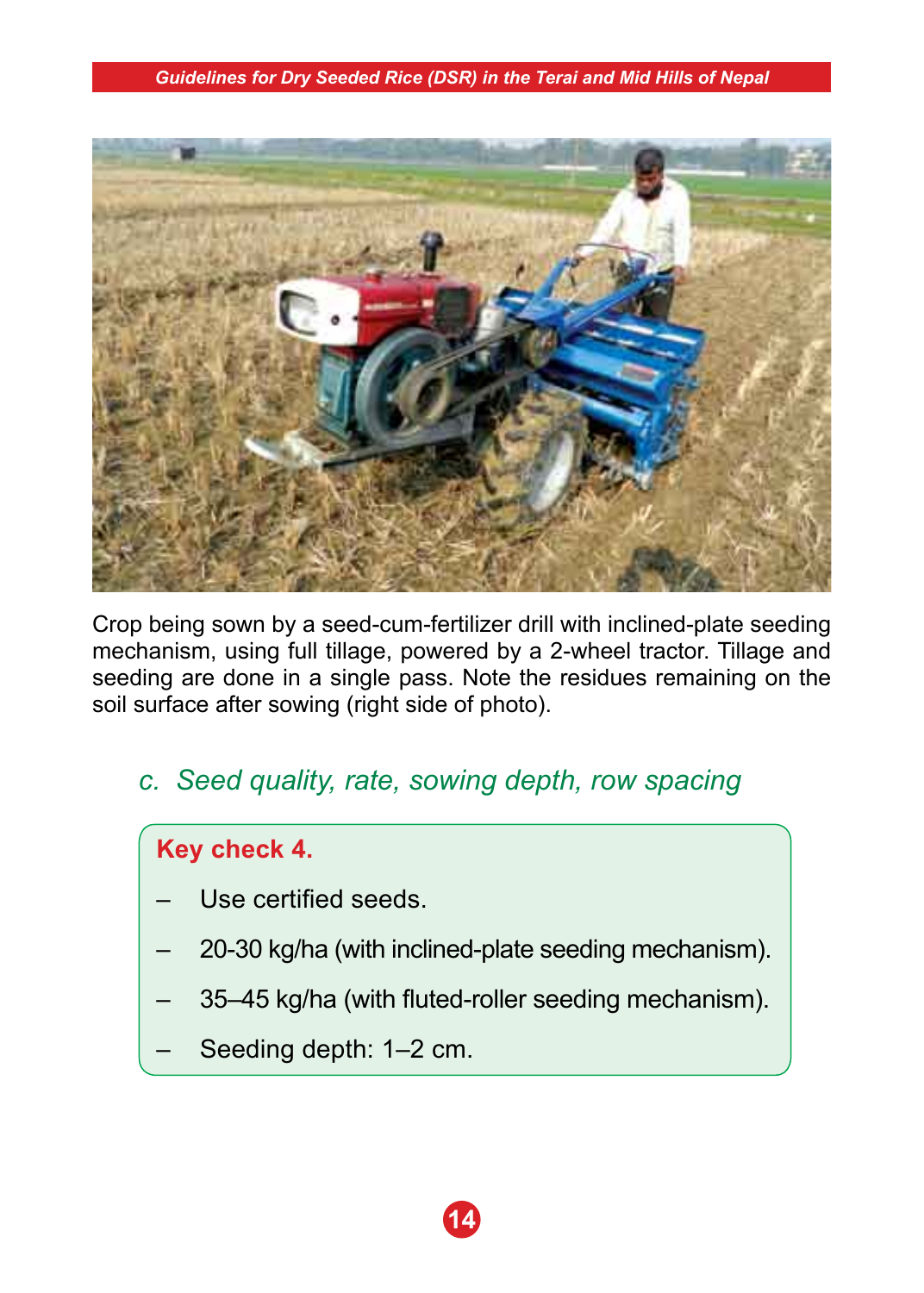Crop being sown by a seed-cum-fertilizer drill with inclined-plate seeding mechanism, using full tillage, powered by a 2-wheel tractor. Tillage and seeding are done in a single pass. Note the residues remaining on the soil surface after sowing (right side of photo).

### *c. Seed quality, rate, sowing depth, row spacing*

**Key check 4.**

- Use certified seeds.
- 20-30 kg/ha (with inclined-plate seeding mechanism).
- 35–45 kg/ha (with fluted-roller seeding mechanism).
- Seeding depth: 1–2 cm.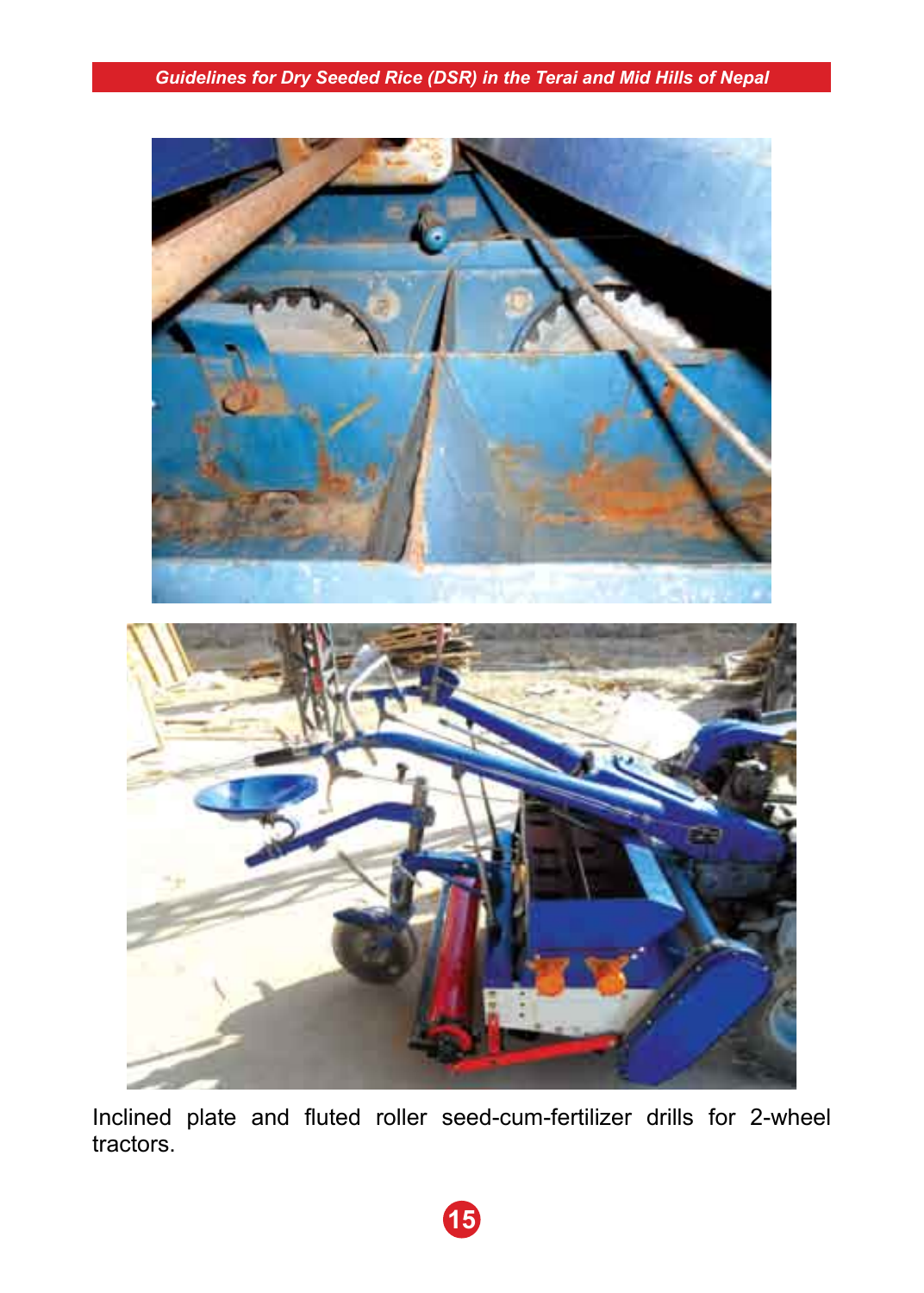Inclined plate and fluted roller seed-cum-fertilizer drills for 2-wheel tractors.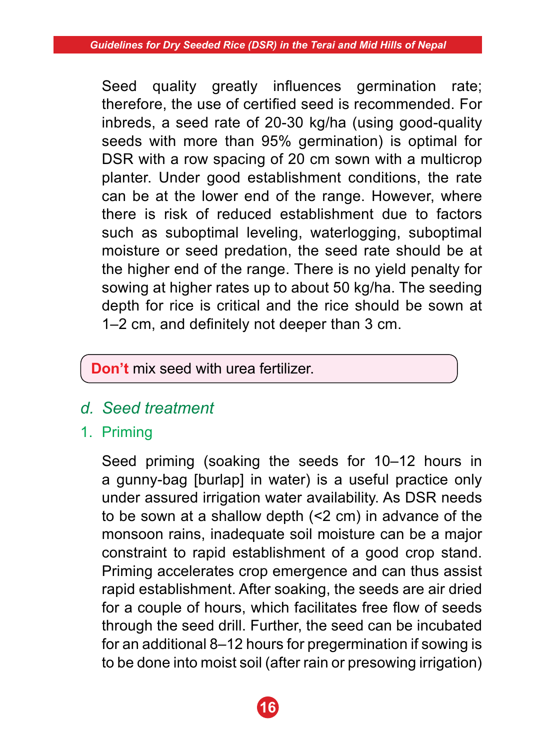Seed quality greatly influences germination rate; therefore, the use of certified seed is recommended. For inbreds, a seed rate of 20-30 kg/ha (using good-quality seeds with more than 95% germination) is optimal for DSR with a row spacing of 20 cm sown with a multicrop planter. Under good establishment conditions, the rate can be at the lower end of the range. However, where there is risk of reduced establishment due to factors such as suboptimal leveling, waterlogging, suboptimal moisture or seed predation, the seed rate should be at the higher end of the range. There is no yield penalty for sowing at higher rates up to about 50 kg/ha. The seeding depth for rice is critical and the rice should be sown at 1–2 cm, and definitely not deeper than 3 cm.

> **Don't** mix seed with urea fertilizer.

## *d. Seed treatment*

### 1. Priming

Seed priming (soaking the seeds for 10–12 hours in a gunny-bag [burlap] in water) is a useful practice only under assured irrigation water availability. As DSR needs to be sown at a shallow depth (<2 cm) in advance of the monsoon rains, inadequate soil moisture can be a major constraint to rapid establishment of a good crop stand. Priming accelerates crop emergence and can thus assist rapid establishment. After soaking, the seeds are air dried for a couple of hours, which facilitates free flow of seeds through the seed drill. Further, the seed can be incubated for an additional 8–12 hours for pregermination if sowing is to be done into moist soil (after rain or presowing irrigation)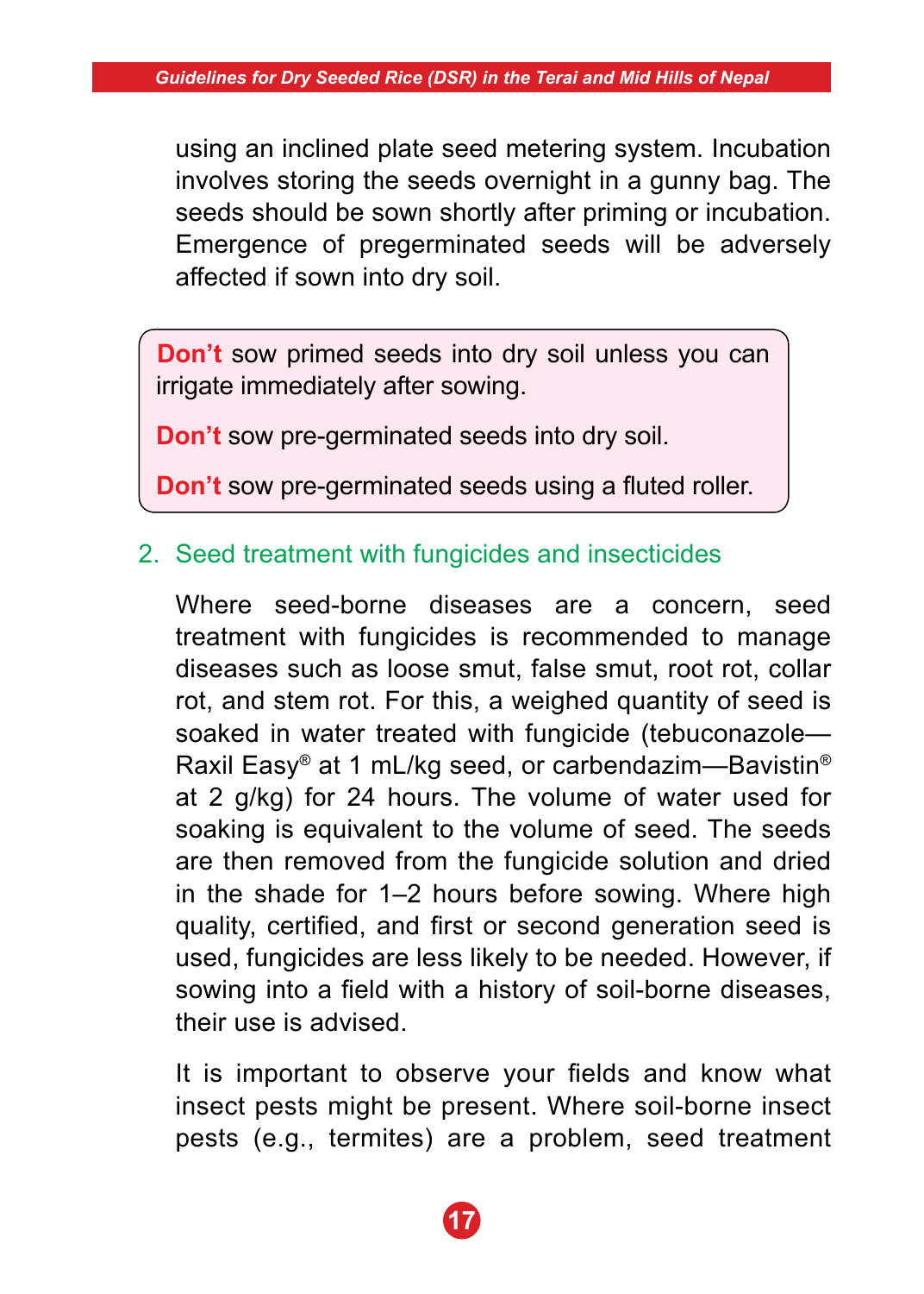using an inclined plate seed metering system. Incubation involves storing the seeds overnight in a gunny bag. The seeds should be sown shortly after priming or incubation. Emergence of pregerminated seeds will be adversely affected if sown into dry soil.

> **Don't** sow primed seeds into dry soil unless you can irrigate immediately after sowing.
>
> **Don't** sow pre-germinated seeds into dry soil.
>
> **Don't** sow pre-germinated seeds using a fluted roller.

2. Seed treatment with fungicides and insecticides

Where seed-borne diseases are a concern, seed treatment with fungicides is recommended to manage diseases such as loose smut, false smut, root rot, collar rot, and stem rot. For this, a weighed quantity of seed is soaked in water treated with fungicide (tebuconazole—Raxil Easy® at 1 mL/kg seed, or carbendazim—Bavistin® at 2 g/kg) for 24 hours. The volume of water used for soaking is equivalent to the volume of seed. The seeds are then removed from the fungicide solution and dried in the shade for 1–2 hours before sowing. Where high quality, certified, and first or second generation seed is used, fungicides are less likely to be needed. However, if sowing into a field with a history of soil-borne diseases, their use is advised.

It is important to observe your fields and know what insect pests might be present. Where soil-borne insect pests (e.g., termites) are a problem, seed treatment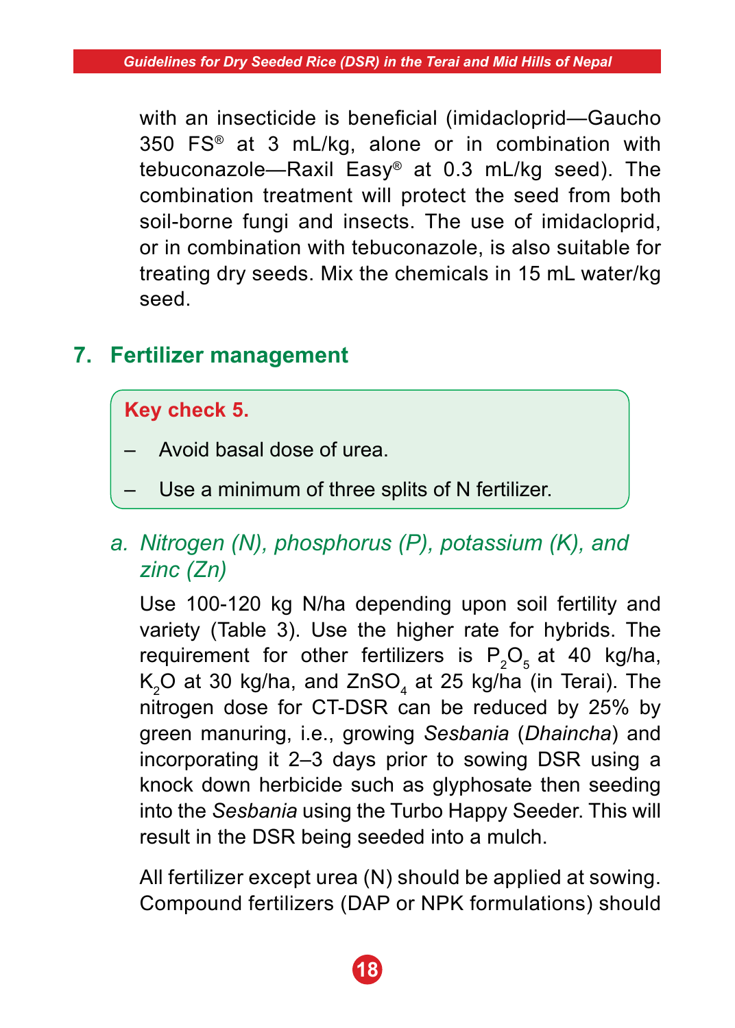with an insecticide is beneficial (imidacloprid—Gaucho 350 FS® at 3 mL/kg, alone or in combination with tebuconazole—Raxil Easy® at 0.3 mL/kg seed). The combination treatment will protect the seed from both soil-borne fungi and insects. The use of imidacloprid, or in combination with tebuconazole, is also suitable for treating dry seeds. Mix the chemicals in 15 mL water/kg seed.

## 7. Fertilizer management

**Key check 5.**

- Avoid basal dose of urea.
- Use a minimum of three splits of N fertilizer.

### *a. Nitrogen (N), phosphorus (P), potassium (K), and zinc (Zn)*

Use 100-120 kg N/ha depending upon soil fertility and variety (Table 3). Use the higher rate for hybrids. The requirement for other fertilizers is $P_2O_5$ at 40 kg/ha, $K_2O$ at 30 kg/ha, and $ZnSO_4$ at 25 kg/ha (in Terai). The nitrogen dose for CT-DSR can be reduced by 25% by green manuring, i.e., growing *Sesbania* (*Dhaincha*) and incorporating it 2–3 days prior to sowing DSR using a knock down herbicide such as glyphosate then seeding into the *Sesbania* using the Turbo Happy Seeder. This will result in the DSR being seeded into a mulch.

All fertilizer except urea (N) should be applied at sowing. Compound fertilizers (DAP or NPK formulations) should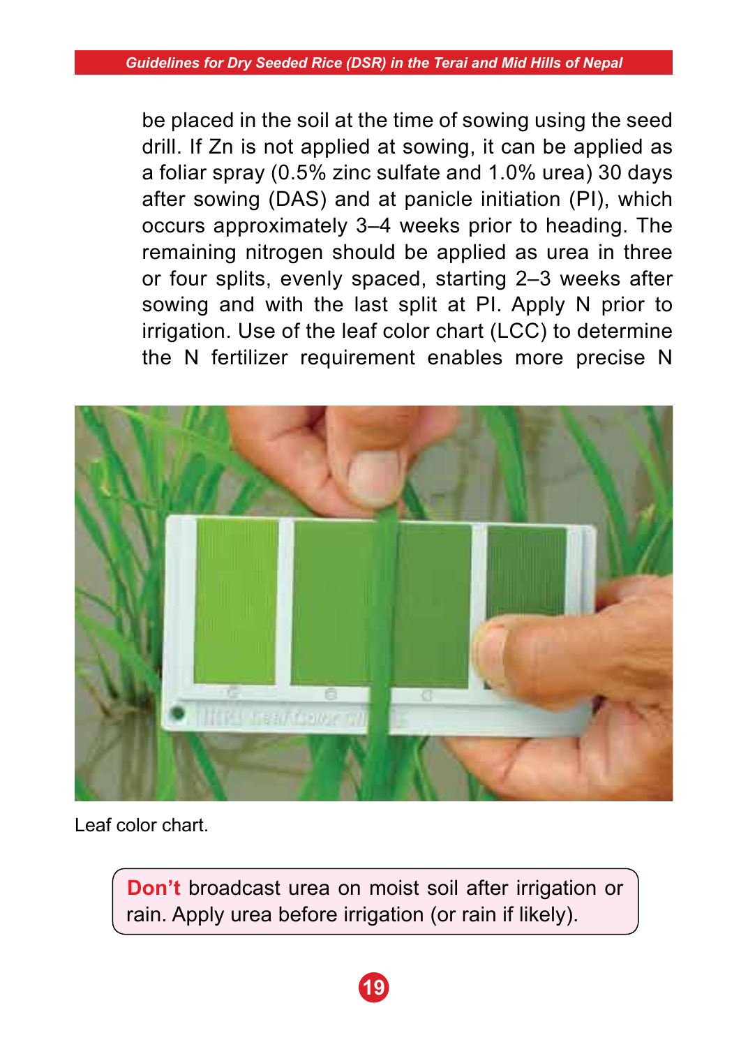be placed in the soil at the time of sowing using the seed drill. If Zn is not applied at sowing, it can be applied as a foliar spray (0.5% zinc sulfate and 1.0% urea) 30 days after sowing (DAS) and at panicle initiation (PI), which occurs approximately 3–4 weeks prior to heading. The remaining nitrogen should be applied as urea in three or four splits, evenly spaced, starting 2–3 weeks after sowing and with the last split at PI. Apply N prior to irrigation. Use of the leaf color chart (LCC) to determine the N fertilizer requirement enables more precise N

Leaf color chart.

**Don't** broadcast urea on moist soil after irrigation or rain. Apply urea before irrigation (or rain if likely).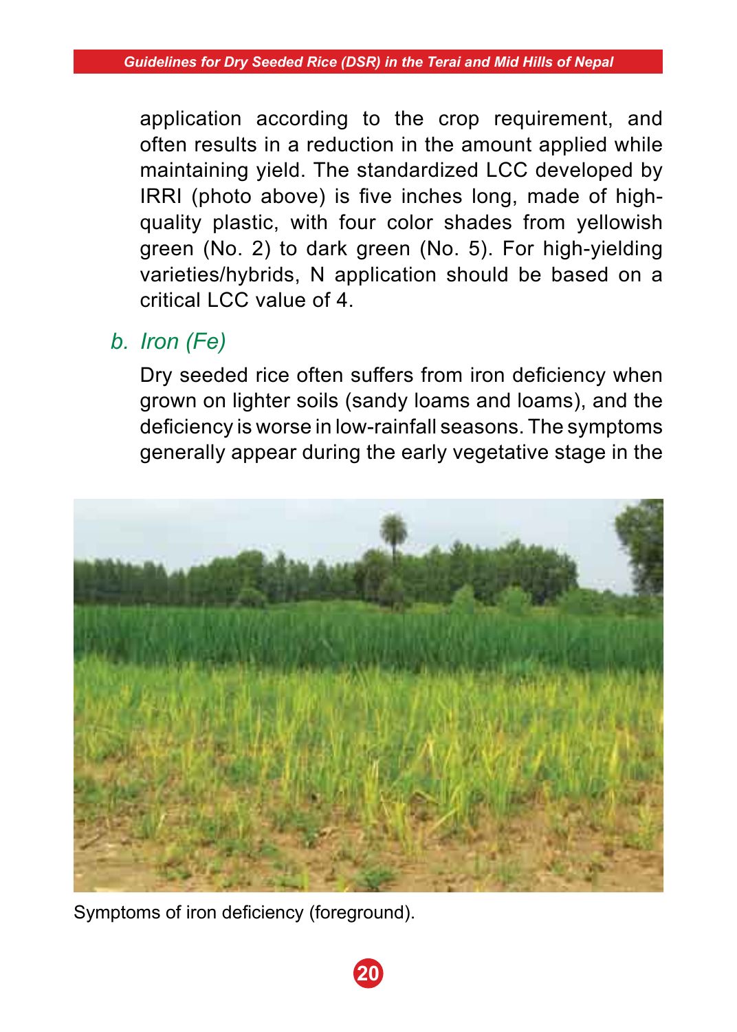application according to the crop requirement, and often results in a reduction in the amount applied while maintaining yield. The standardized LCC developed by IRRI (photo above) is five inches long, made of high-quality plastic, with four color shades from yellowish green (No. 2) to dark green (No. 5). For high-yielding varieties/hybrids, N application should be based on a critical LCC value of 4.

### *b. Iron (Fe)*

Dry seeded rice often suffers from iron deficiency when grown on lighter soils (sandy loams and loams), and the deficiency is worse in low-rainfall seasons. The symptoms generally appear during the early vegetative stage in the

Symptoms of iron deficiency (foreground).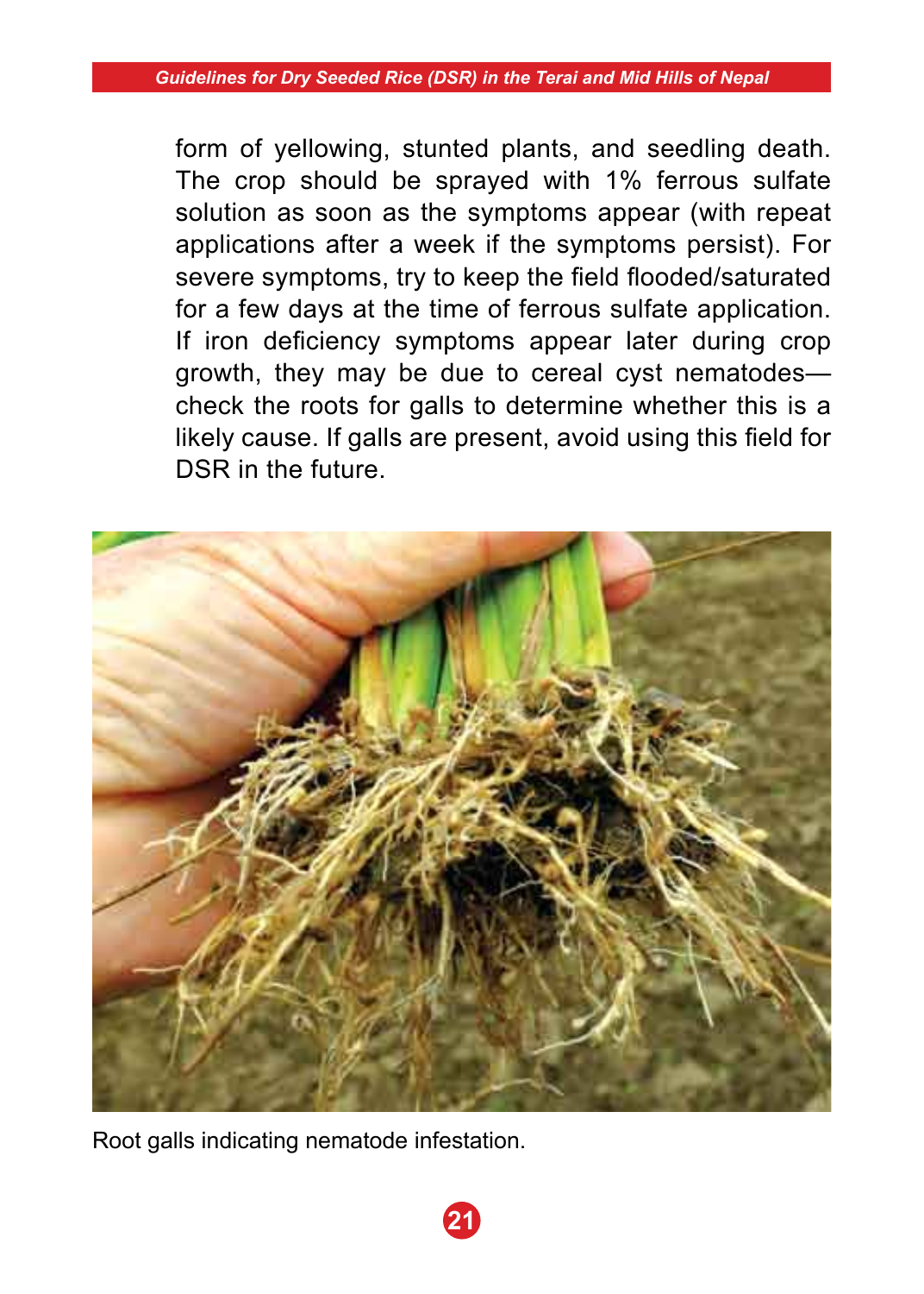form of yellowing, stunted plants, and seedling death. The crop should be sprayed with 1% ferrous sulfate solution as soon as the symptoms appear (with repeat applications after a week if the symptoms persist). For severe symptoms, try to keep the field flooded/saturated for a few days at the time of ferrous sulfate application. If iron deficiency symptoms appear later during crop growth, they may be due to cereal cyst nematodes—check the roots for galls to determine whether this is a likely cause. If galls are present, avoid using this field for DSR in the future.

Root galls indicating nematode infestation.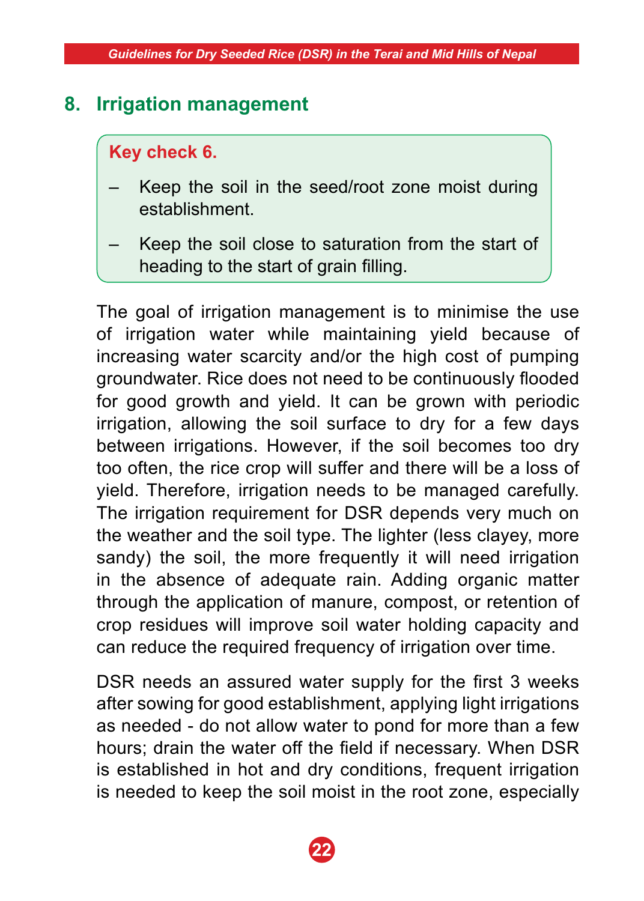## 8. Irrigation management

> **Key check 6.**
>
> – Keep the soil in the seed/root zone moist during establishment.
>
> – Keep the soil close to saturation from the start of heading to the start of grain filling.

The goal of irrigation management is to minimise the use of irrigation water while maintaining yield because of increasing water scarcity and/or the high cost of pumping groundwater. Rice does not need to be continuously flooded for good growth and yield. It can be grown with periodic irrigation, allowing the soil surface to dry for a few days between irrigations. However, if the soil becomes too dry too often, the rice crop will suffer and there will be a loss of yield. Therefore, irrigation needs to be managed carefully. The irrigation requirement for DSR depends very much on the weather and the soil type. The lighter (less clayey, more sandy) the soil, the more frequently it will need irrigation in the absence of adequate rain. Adding organic matter through the application of manure, compost, or retention of crop residues will improve soil water holding capacity and can reduce the required frequency of irrigation over time.

DSR needs an assured water supply for the first 3 weeks after sowing for good establishment, applying light irrigations as needed - do not allow water to pond for more than a few hours; drain the water off the field if necessary. When DSR is established in hot and dry conditions, frequent irrigation is needed to keep the soil moist in the root zone, especially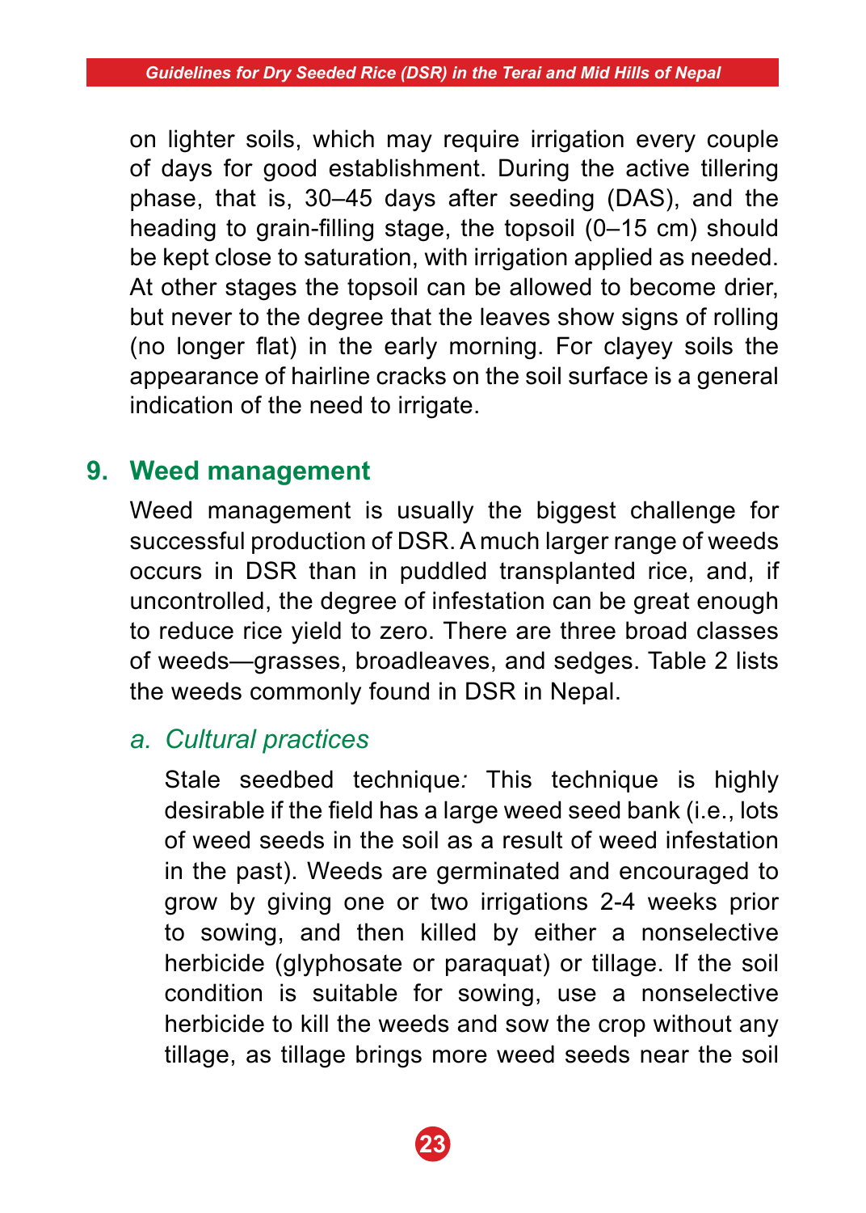on lighter soils, which may require irrigation every couple of days for good establishment. During the active tillering phase, that is, 30–45 days after seeding (DAS), and the heading to grain-filling stage, the topsoil (0–15 cm) should be kept close to saturation, with irrigation applied as needed. At other stages the topsoil can be allowed to become drier, but never to the degree that the leaves show signs of rolling (no longer flat) in the early morning. For clayey soils the appearance of hairline cracks on the soil surface is a general indication of the need to irrigate.

## 9. Weed management

Weed management is usually the biggest challenge for successful production of DSR. A much larger range of weeds occurs in DSR than in puddled transplanted rice, and, if uncontrolled, the degree of infestation can be great enough to reduce rice yield to zero. There are three broad classes of weeds—grasses, broadleaves, and sedges. Table 2 lists the weeds commonly found in DSR in Nepal.

### *a. Cultural practices*

Stale seedbed technique*:* This technique is highly desirable if the field has a large weed seed bank (i.e., lots of weed seeds in the soil as a result of weed infestation in the past). Weeds are germinated and encouraged to grow by giving one or two irrigations 2-4 weeks prior to sowing, and then killed by either a nonselective herbicide (glyphosate or paraquat) or tillage. If the soil condition is suitable for sowing, use a nonselective herbicide to kill the weeds and sow the crop without any tillage, as tillage brings more weed seeds near the soil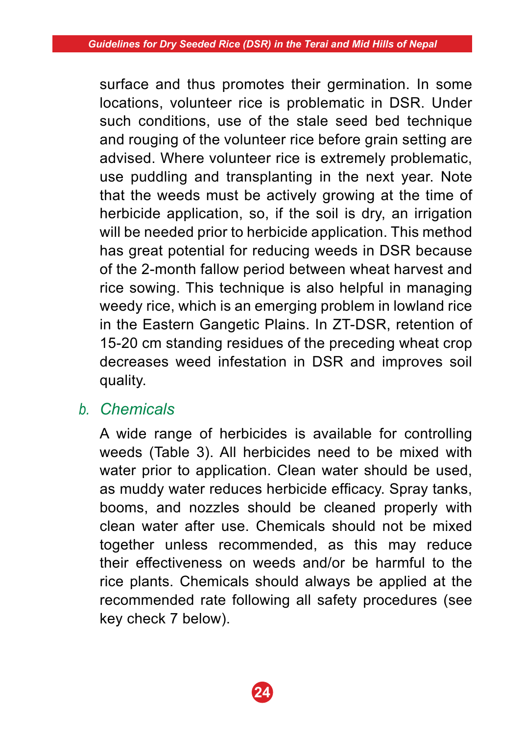surface and thus promotes their germination. In some locations, volunteer rice is problematic in DSR. Under such conditions, use of the stale seed bed technique and rouging of the volunteer rice before grain setting are advised. Where volunteer rice is extremely problematic, use puddling and transplanting in the next year. Note that the weeds must be actively growing at the time of herbicide application, so, if the soil is dry, an irrigation will be needed prior to herbicide application. This method has great potential for reducing weeds in DSR because of the 2-month fallow period between wheat harvest and rice sowing. This technique is also helpful in managing weedy rice, which is an emerging problem in lowland rice in the Eastern Gangetic Plains. In ZT-DSR, retention of 15-20 cm standing residues of the preceding wheat crop decreases weed infestation in DSR and improves soil quality.

### *b. Chemicals*

A wide range of herbicides is available for controlling weeds (Table 3). All herbicides need to be mixed with water prior to application. Clean water should be used, as muddy water reduces herbicide efficacy. Spray tanks, booms, and nozzles should be cleaned properly with clean water after use. Chemicals should not be mixed together unless recommended, as this may reduce their effectiveness on weeds and/or be harmful to the rice plants. Chemicals should always be applied at the recommended rate following all safety procedures (see key check 7 below).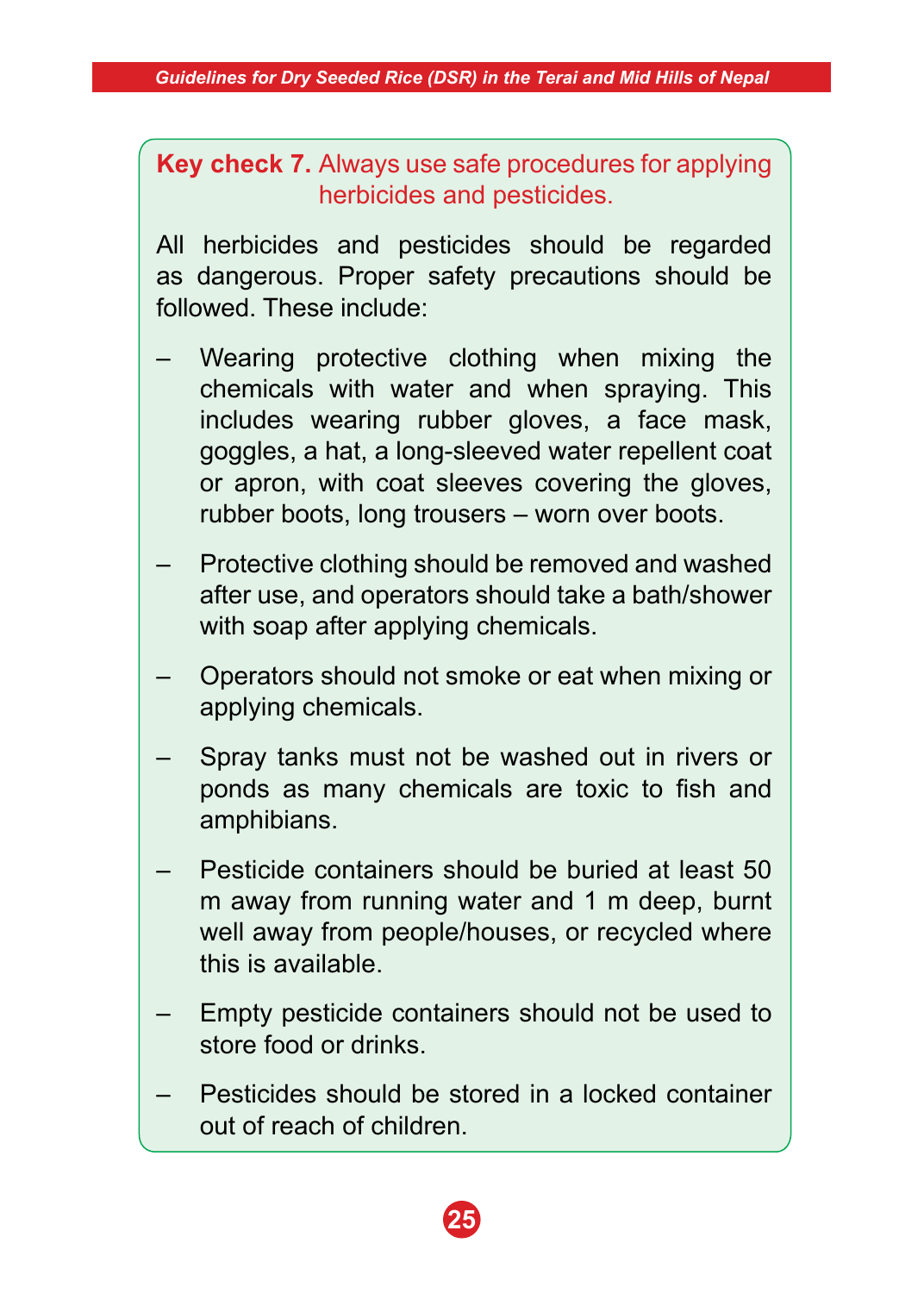**Key check 7.** Always use safe procedures for applying herbicides and pesticides.

All herbicides and pesticides should be regarded as dangerous. Proper safety precautions should be followed. These include:

- Wearing protective clothing when mixing the chemicals with water and when spraying. This includes wearing rubber gloves, a face mask, goggles, a hat, a long-sleeved water repellent coat or apron, with coat sleeves covering the gloves, rubber boots, long trousers – worn over boots.
- Protective clothing should be removed and washed after use, and operators should take a bath/shower with soap after applying chemicals.
- Operators should not smoke or eat when mixing or applying chemicals.
- Spray tanks must not be washed out in rivers or ponds as many chemicals are toxic to fish and amphibians.
- Pesticide containers should be buried at least 50 m away from running water and 1 m deep, burnt well away from people/houses, or recycled where this is available.
- Empty pesticide containers should not be used to store food or drinks.
- Pesticides should be stored in a locked container out of reach of children.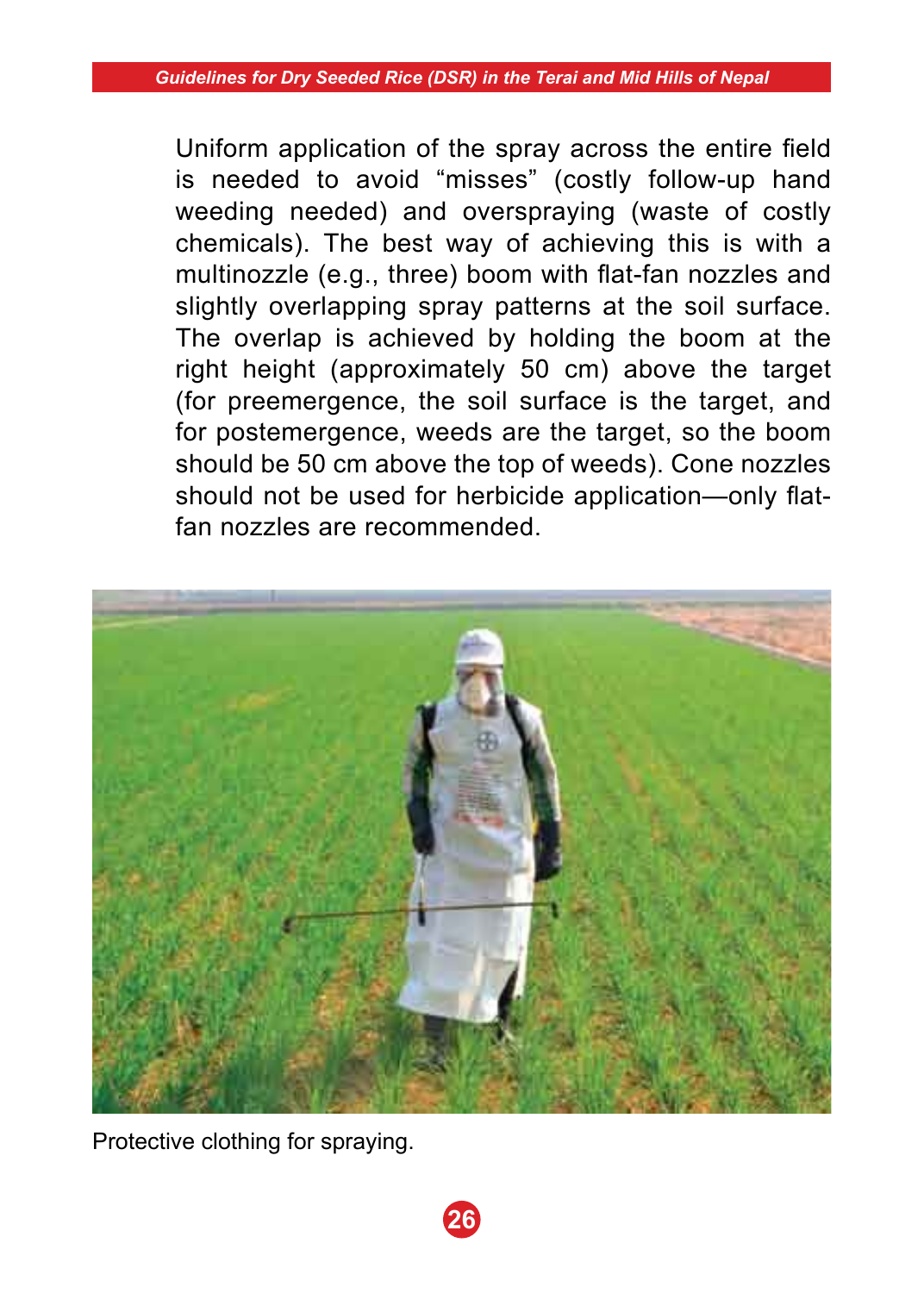Uniform application of the spray across the entire field is needed to avoid "misses" (costly follow-up hand weeding needed) and overspraying (waste of costly chemicals). The best way of achieving this is with a multinozzle (e.g., three) boom with flat-fan nozzles and slightly overlapping spray patterns at the soil surface. The overlap is achieved by holding the boom at the right height (approximately 50 cm) above the target (for preemergence, the soil surface is the target, and for postemergence, weeds are the target, so the boom should be 50 cm above the top of weeds). Cone nozzles should not be used for herbicide application—only flat-fan nozzles are recommended.

Protective clothing for spraying.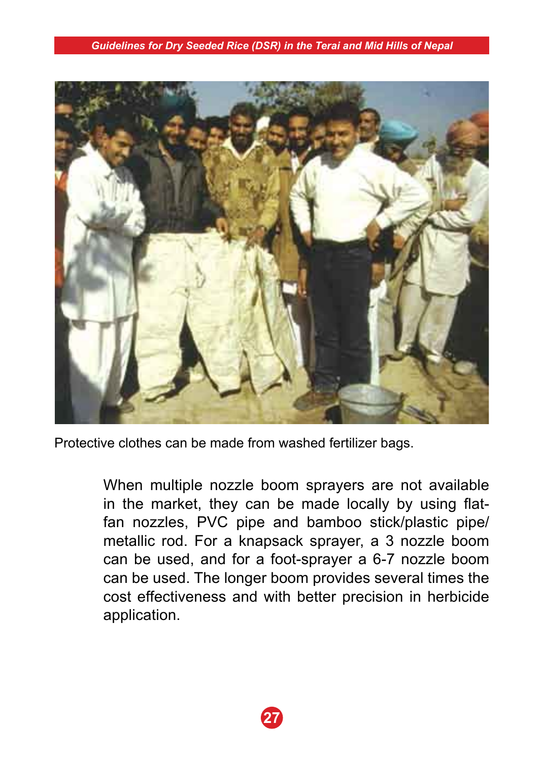Protective clothes can be made from washed fertilizer bags.

When multiple nozzle boom sprayers are not available in the market, they can be made locally by using flat-fan nozzles, PVC pipe and bamboo stick/plastic pipe/ metallic rod. For a knapsack sprayer, a 3 nozzle boom can be used, and for a foot-sprayer a 6-7 nozzle boom can be used. The longer boom provides several times the cost effectiveness and with better precision in herbicide application.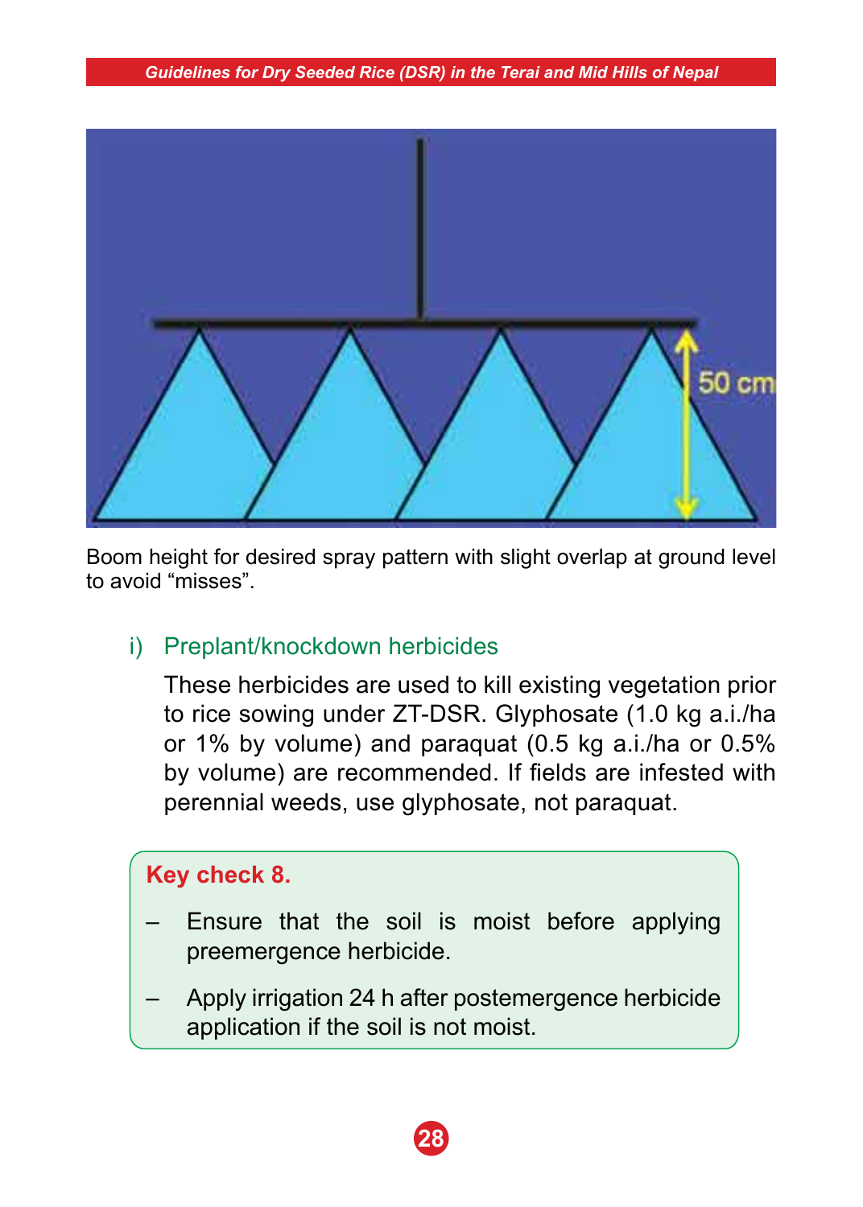Boom height for desired spray pattern with slight overlap at ground level to avoid "misses".

### i) Preplant/knockdown herbicides

These herbicides are used to kill existing vegetation prior to rice sowing under ZT-DSR. Glyphosate (1.0 kg a.i./ha or 1% by volume) and paraquat (0.5 kg a.i./ha or 0.5% by volume) are recommended. If fields are infested with perennial weeds, use glyphosate, not paraquat.

**Key check 8.**

- Ensure that the soil is moist before applying preemergence herbicide.
- Apply irrigation 24 h after postemergence herbicide application if the soil is not moist.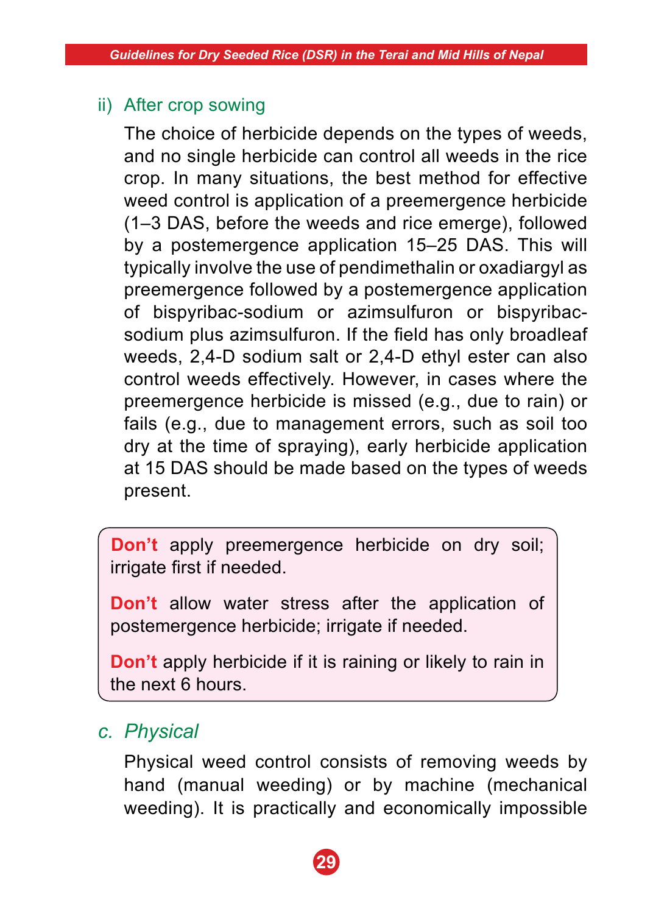### ii) After crop sowing

The choice of herbicide depends on the types of weeds, and no single herbicide can control all weeds in the rice crop. In many situations, the best method for effective weed control is application of a preemergence herbicide (1–3 DAS, before the weeds and rice emerge), followed by a postemergence application 15–25 DAS. This will typically involve the use of pendimethalin or oxadiargyl as preemergence followed by a postemergence application of bispyribac-sodium or azimsulfuron or bispyribac-sodium plus azimsulfuron. If the field has only broadleaf weeds, 2,4-D sodium salt or 2,4-D ethyl ester can also control weeds effectively. However, in cases where the preemergence herbicide is missed (e.g., due to rain) or fails (e.g., due to management errors, such as soil too dry at the time of spraying), early herbicide application at 15 DAS should be made based on the types of weeds present.

> **Don't** apply preemergence herbicide on dry soil; irrigate first if needed.
>
> **Don't** allow water stress after the application of postemergence herbicide; irrigate if needed.
>
> **Don't** apply herbicide if it is raining or likely to rain in the next 6 hours.

## c. *Physical*

Physical weed control consists of removing weeds by hand (manual weeding) or by machine (mechanical weeding). It is practically and economically impossible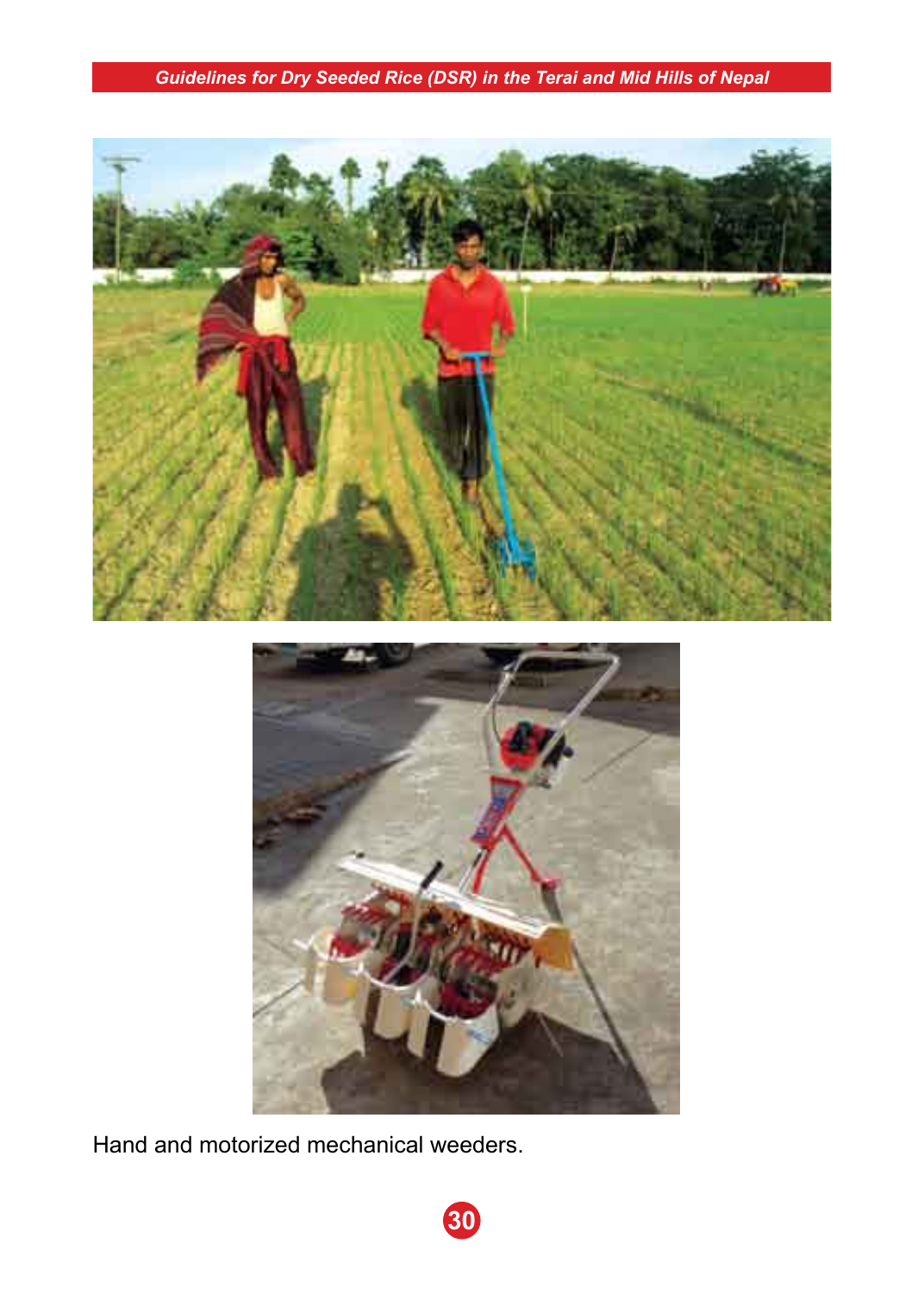Hand and motorized mechanical weeders.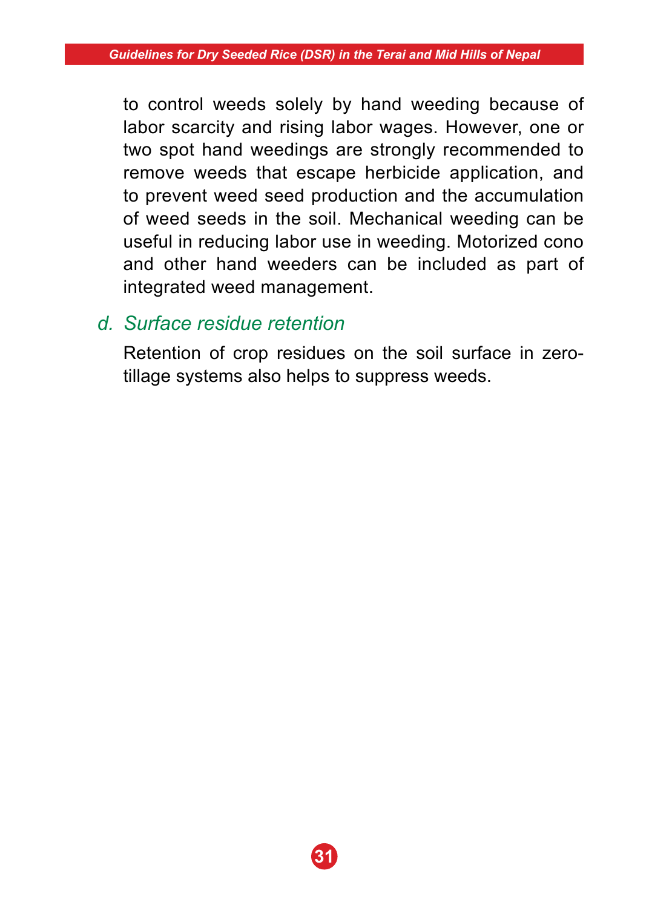to control weeds solely by hand weeding because of labor scarcity and rising labor wages. However, one or two spot hand weedings are strongly recommended to remove weeds that escape herbicide application, and to prevent weed seed production and the accumulation of weed seeds in the soil. Mechanical weeding can be useful in reducing labor use in weeding. Motorized cono and other hand weeders can be included as part of integrated weed management.

### *d. Surface residue retention*

Retention of crop residues on the soil surface in zero-tillage systems also helps to suppress weeds.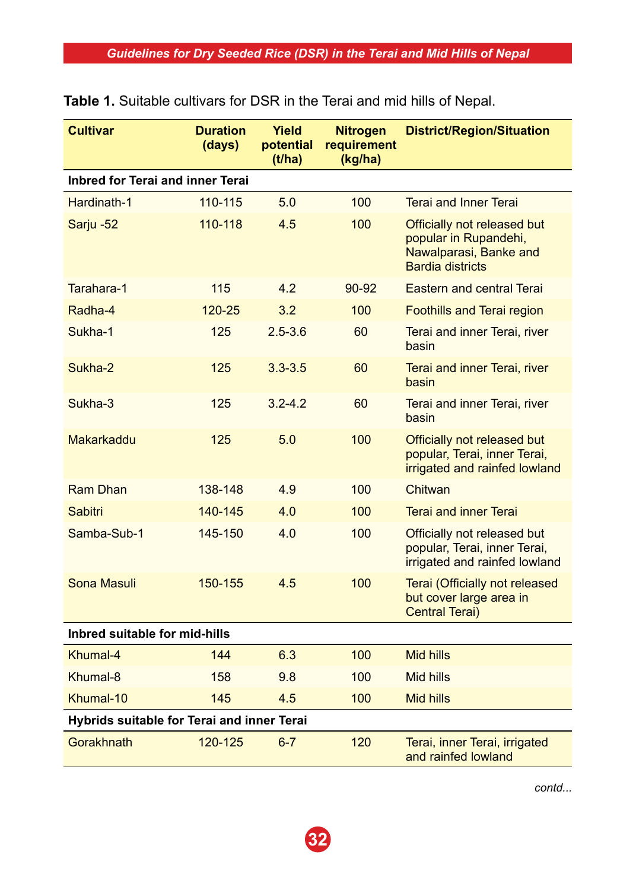**Table 1.** Suitable cultivars for DSR in the Terai and mid hills of Nepal.

| Cultivar | Duration (days) | Yield potential (t/ha) | Nitrogen requirement (kg/ha) | District/Region/Situation |
|---|---|---|---|---|
| **Inbred for Terai and inner Terai** | | | | |
| Hardinath-1 | 110-115 | 5.0 | 100 | Terai and Inner Terai |
| Sarju -52 | 110-118 | 4.5 | 100 | Officially not released but popular in Rupandehi, Nawalparasi, Banke and Bardia districts |
| Tarahara-1 | 115 | 4.2 | 90-92 | Eastern and central Terai |
| Radha-4 | 120-25 | 3.2 | 100 | Foothills and Terai region |
| Sukha-1 | 125 | 2.5-3.6 | 60 | Terai and inner Terai, river basin |
| Sukha-2 | 125 | 3.3-3.5 | 60 | Terai and inner Terai, river basin |
| Sukha-3 | 125 | 3.2-4.2 | 60 | Terai and inner Terai, river basin |
| Makarkaddu | 125 | 5.0 | 100 | Officially not released but popular, Terai, inner Terai, irrigated and rainfed lowland |
| Ram Dhan | 138-148 | 4.9 | 100 | Chitwan |
| Sabitri | 140-145 | 4.0 | 100 | Terai and inner Terai |
| Samba-Sub-1 | 145-150 | 4.0 | 100 | Officially not released but popular, Terai, inner Terai, irrigated and rainfed lowland |
| Sona Masuli | 150-155 | 4.5 | 100 | Terai (Officially not released but cover large area in Central Terai) |
| **Inbred suitable for mid-hills** | | | | |
| Khumal-4 | 144 | 6.3 | 100 | Mid hills |
| Khumal-8 | 158 | 9.8 | 100 | Mid hills |
| Khumal-10 | 145 | 4.5 | 100 | Mid hills |
| **Hybrids suitable for Terai and inner Terai** | | | | |
| Gorakhnath | 120-125 | 6-7 | 120 | Terai, inner Terai, irrigated and rainfed lowland |

*contd...*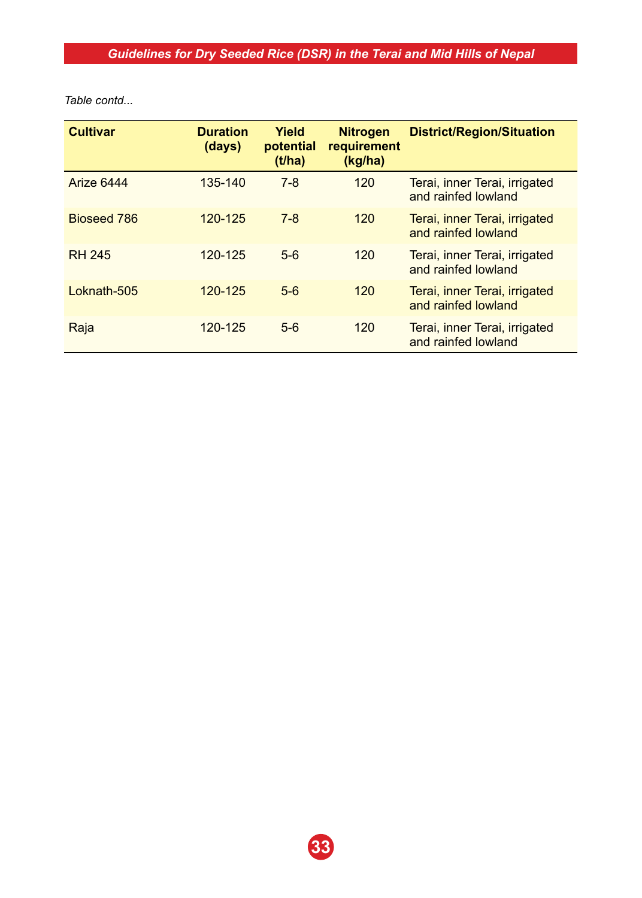*Table contd...*

| Cultivar | Duration (days) | Yield potential (t/ha) | Nitrogen requirement (kg/ha) | District/Region/Situation |
|---|---|---|---|---|
| Arize 6444 | 135-140 | 7-8 | 120 | Terai, inner Terai, irrigated and rainfed lowland |
| Bioseed 786 | 120-125 | 7-8 | 120 | Terai, inner Terai, irrigated and rainfed lowland |
| RH 245 | 120-125 | 5-6 | 120 | Terai, inner Terai, irrigated and rainfed lowland |
| Loknath-505 | 120-125 | 5-6 | 120 | Terai, inner Terai, irrigated and rainfed lowland |
| Raja | 120-125 | 5-6 | 120 | Terai, inner Terai, irrigated and rainfed lowland |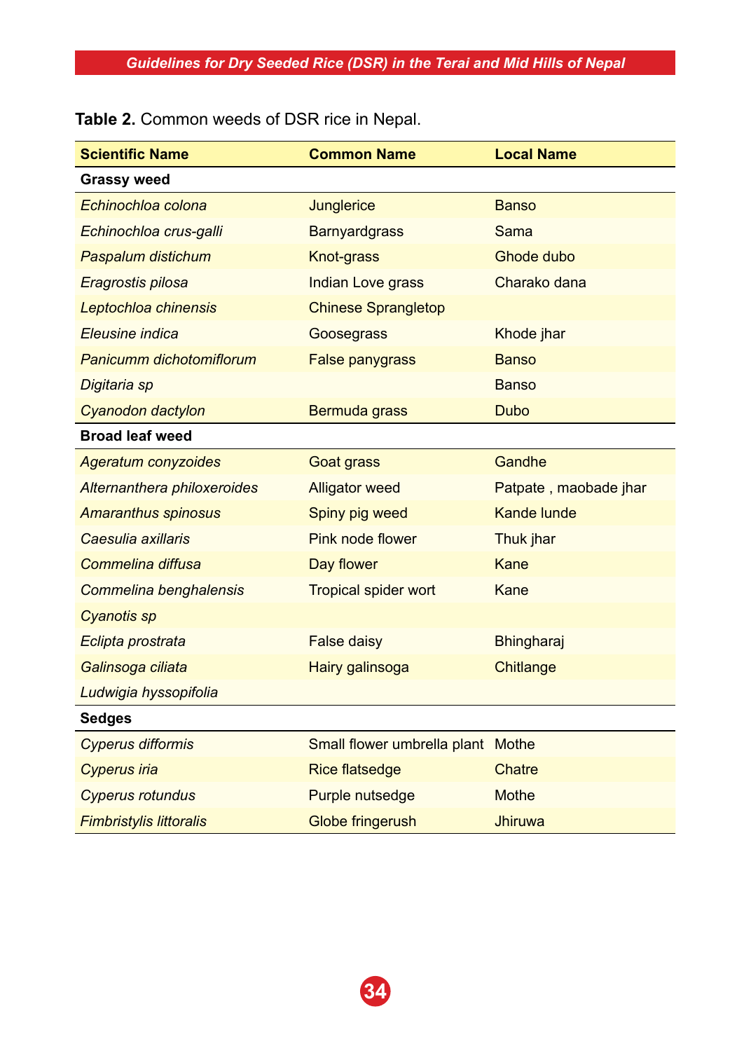**Table 2.** Common weeds of DSR rice in Nepal.

| Scientific Name | Common Name | Local Name |
|---|---|---|
| **Grassy weed** | | |
| *Echinochloa colona* | Junglerice | Banso |
| *Echinochloa crus-galli* | Barnyardgrass | Sama |
| *Paspalum distichum* | Knot-grass | Ghode dubo |
| *Eragrostis pilosa* | Indian Love grass | Charako dana |
| *Leptochloa chinensis* | Chinese Sprangletop | |
| *Eleusine indica* | Goosegrass | Khode jhar |
| *Panicumm dichotomiflorum* | False panygrass | Banso |
| *Digitaria sp* | | Banso |
| *Cyanodon dactylon* | Bermuda grass | Dubo |
| **Broad leaf weed** | | |
| *Ageratum conyzoides* | Goat grass | Gandhe |
| *Alternanthera philoxeroides* | Alligator weed | Patpate , maobade jhar |
| *Amaranthus spinosus* | Spiny pig weed | Kande lunde |
| *Caesulia axillaris* | Pink node flower | Thuk jhar |
| *Commelina diffusa* | Day flower | Kane |
| *Commelina benghalensis* | Tropical spider wort | Kane |
| *Cyanotis sp* | | |
| *Eclipta prostrata* | False daisy | Bhingharaj |
| *Galinsoga ciliata* | Hairy galinsoga | Chitlange |
| *Ludwigia hyssopifolia* | | |
| **Sedges** | | |
| *Cyperus difformis* | Small flower umbrella plant | Mothe |
| *Cyperus iria* | Rice flatsedge | Chatre |
| *Cyperus rotundus* | Purple nutsedge | Mothe |
| *Fimbristylis littoralis* | Globe fingerush | Jhiruwa |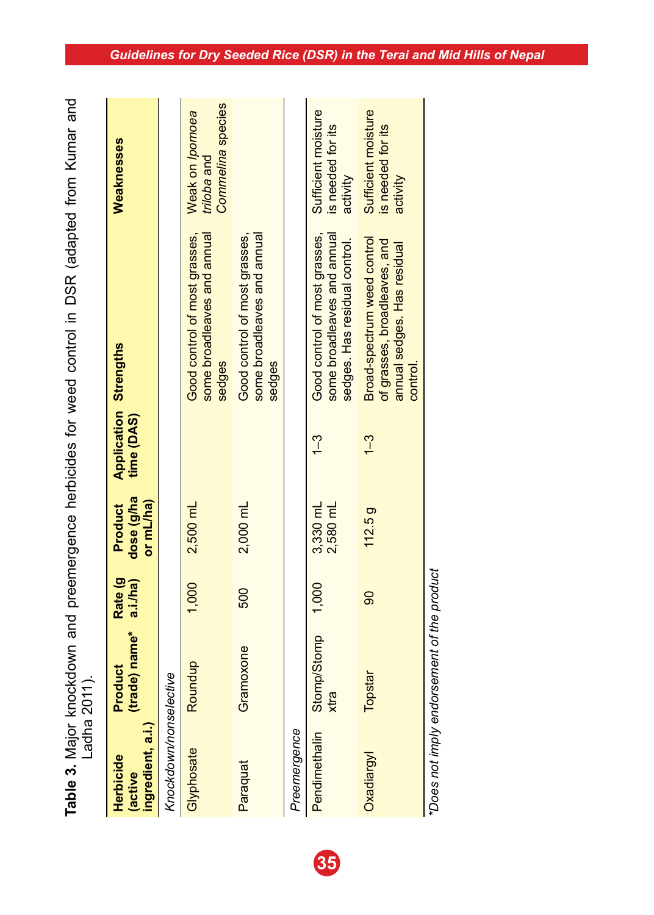**Table 3.** Major knockdown and preemergence herbicides for weed control in DSR (adapted from Kumar and Ladha 2011).

| Herbicide (active ingredient, a.i.) | Product (trade) name* | Rate (g a.i./ha) | Product dose (g/ha or mL/ha) | Application time (DAS) | Strengths | Weaknesses |
|---|---|---|---|---|---|---|
| *Knockdown/nonselective* | | | | | | |
| Glyphosate | Roundup | 1,000 | 2,500 mL | | Good control of most grasses, some broadleaves and annual sedges | Weak on *Ipomoea triloba* and *Commelina* species |
| Paraquat | Gramoxone | 500 | 2,000 mL | | Good control of most grasses, some broadleaves and annual sedges | |
| *Preemergence* | | | | | | |
| Pendimethalin | Stomp/Stomp xtra | 1,000 | 3,330 mL<br>2,580 mL | 1–3 | Good control of most grasses, some broadleaves and annual sedges. Has residual control. | Sufficient moisture is needed for its activity |
| Oxadiargyl | Topstar | 90 | 112.5 g | 1–3 | Broad-spectrum weed control of grasses, broadleaves, and annual sedges. Has residual control. | Sufficient moisture is needed for its activity |

**Does not imply endorsement of the product*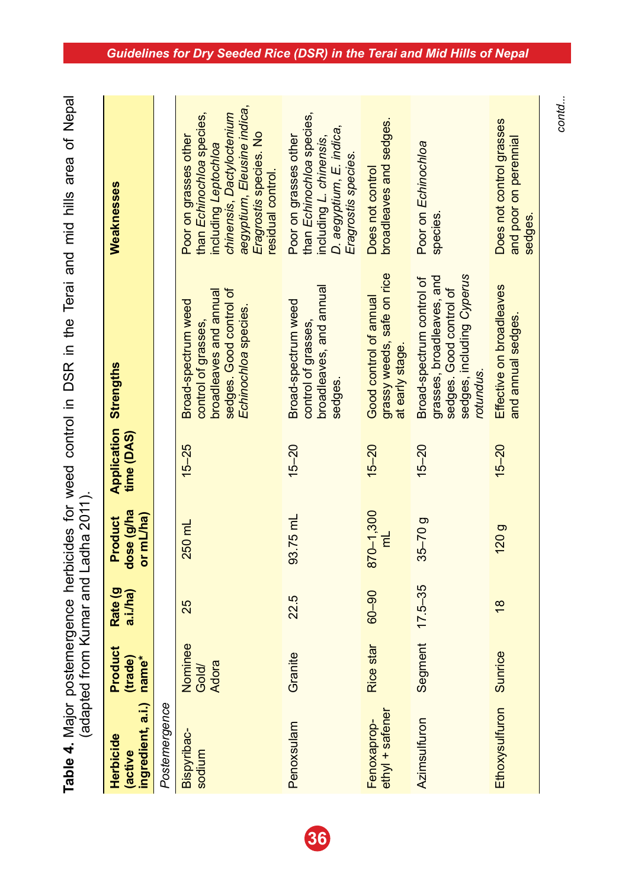**Table 4.** Major postemergence herbicides for weed control in DSR in the Terai and mid hills area of Nepal (adapted from Kumar and Ladha 2011).

| Herbicide (active ingredient, a.i.) | Product (trade) name* | Rate (g a.i./ha) | Product dose (g/ha or mL/ha) | Application time (DAS) | Strengths | Weaknesses |
|---|---|---|---|---|---|---|
| *Postemergence* | | | | | | |
| Bispyribac-sodium | Nominee Gold/ Adora | 25 | 250 mL | 15–25 | Broad-spectrum weed control of grasses, broadleaves and annual sedges. Good control of *Echinochloa* species. | Poor on grasses other than *Echinochloa* species, including *Leptochloa chinensis*, *Dactyloctenium aegyptium*, *Eleusine indica*, *Eragrostis* species. No residual control. |
| Penoxsulam | Granite | 22.5 | 93.75 mL | 15–20 | Broad-spectrum weed control of grasses, broadleaves, and annual sedges. | Poor on grasses other than *Echinochloa* species, including *L. chinensis*, *D. aegyptium*, *E. indica*, *Eragrostis species*. |
| Fenoxaprop-ethyl + safener | Rice star | 60–90 | 870–1,300 mL | 15–20 | Good control of annual grassy weeds, safe on rice at early stage. | Does not control broadleaves and sedges. |
| Azimsulfuron | Segment | 17.5–35 | 35–70 g | 15–20 | Broad-spectrum control of grasses, broadleaves, and sedges. Good control of sedges, including *Cyperus rotundus*. | Poor on *Echinochloa* species. |
| Ethoxysulfuron | Sunrice | 18 | 120 g | 15–20 | Effective on broadleaves and annual sedges. | Does not control grasses and poor on perennial sedges. |

*contd...*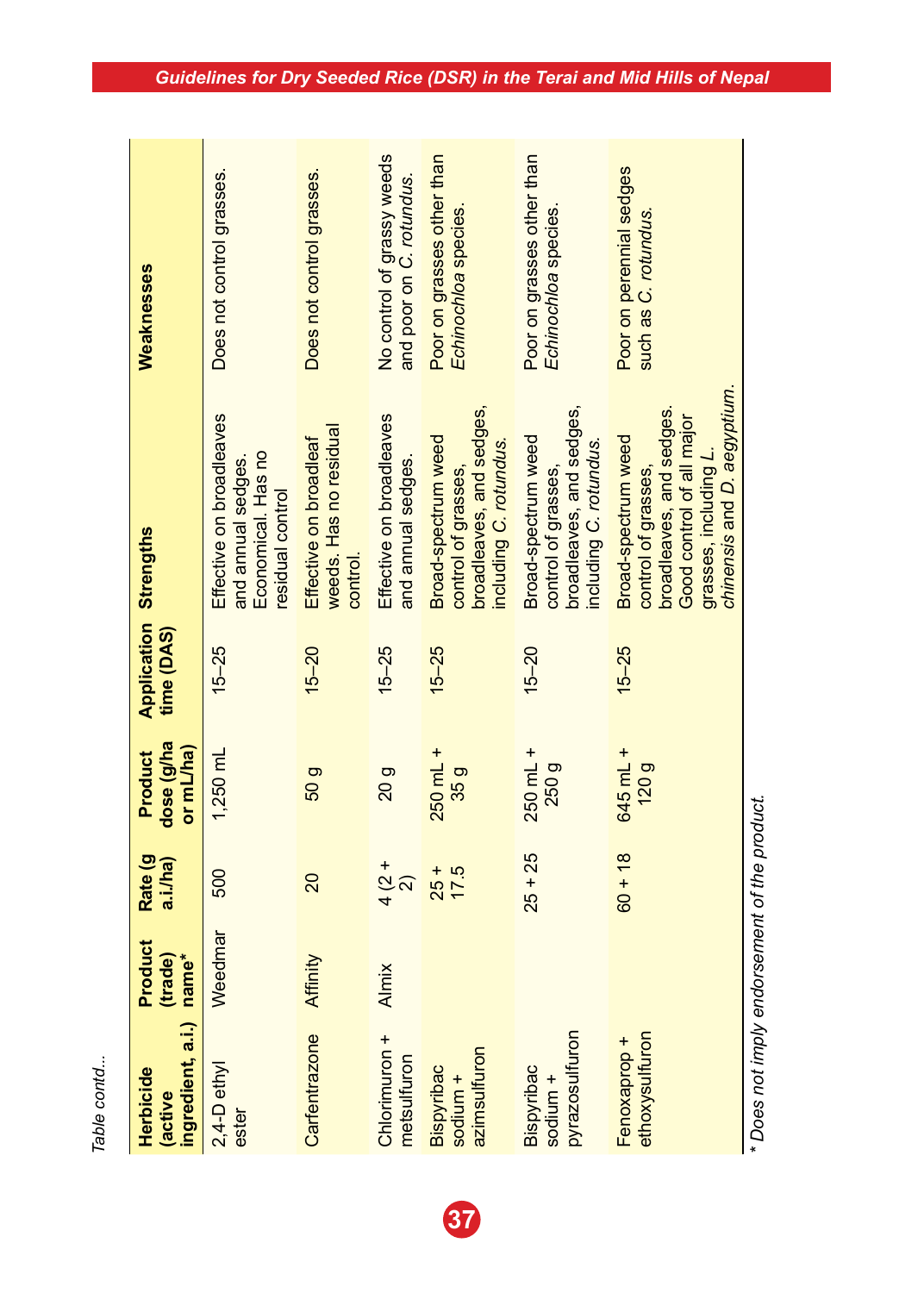Table contd...

| Herbicide (active ingredient, a.i.) | Product (trade) name* | Rate (g a.i./ha) | Product dose (g/ha or mL/ha) | Application time (DAS) | Strengths | Weaknesses |
|---|---|---|---|---|---|---|
| 2,4-D ethyl ester | Weedmar | 500 | 1,250 mL | 15–25 | Effective on broadleaves and annual sedges. Economical. Has no residual control | Does not control grasses. |
| Carfentrazone | Affinity | 20 | 50 g | 15–20 | Effective on broadleaf weeds. Has no residual control. | Does not control grasses. |
| Chlorimuron + metsulfuron | Almix | 4 (2 + 2) | 20 g | 15–25 | Effective on broadleaves and annual sedges. | No control of grassy weeds and poor on *C. rotundus.* |
| Bispyribac sodium + azimsulfuron | | 25 + 17.5 | 250 mL + 35 g | 15–25 | Broad-spectrum weed control of grasses, broadleaves, and sedges, including *C. rotundus.* | Poor on grasses other than *Echinochloa* species. |
| Bispyribac sodium + pyrazosulfuron | | 25 + 25 | 250 mL + 250 g | 15–20 | Broad-spectrum weed control of grasses, broadleaves, and sedges, including *C. rotundus.* | Poor on grasses other than *Echinochloa* species. |
| Fenoxaprop + ethoxysulfuron | | 60 + 18 | 645 mL + 120 g | 15–25 | Broad-spectrum weed control of grasses, broadleaves, and sedges. Good control of all major grasses, including *L. chinensis* and *D. aegyptium.* | Poor on perennial sedges such as *C. rotundus.* |

*\* Does not imply endorsement of the product.*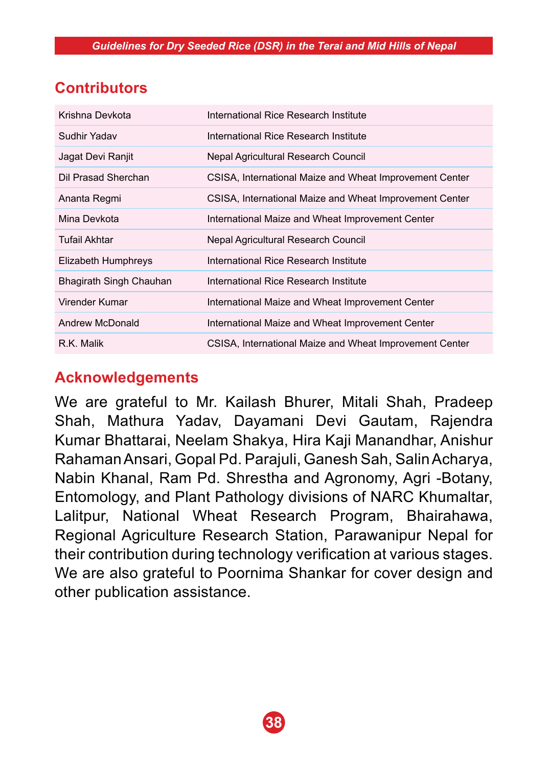## Contributors

| | |
|---|---|
| Krishna Devkota | International Rice Research Institute |
| Sudhir Yadav | International Rice Research Institute |
| Jagat Devi Ranjit | Nepal Agricultural Research Council |
| Dil Prasad Sherchan | CSISA, International Maize and Wheat Improvement Center |
| Ananta Regmi | CSISA, International Maize and Wheat Improvement Center |
| Mina Devkota | International Maize and Wheat Improvement Center |
| Tufail Akhtar | Nepal Agricultural Research Council |
| Elizabeth Humphreys | International Rice Research Institute |
| Bhagirath Singh Chauhan | International Rice Research Institute |
| Virender Kumar | International Maize and Wheat Improvement Center |
| Andrew McDonald | International Maize and Wheat Improvement Center |
| R.K. Malik | CSISA, International Maize and Wheat Improvement Center |

## Acknowledgements

We are grateful to Mr. Kailash Bhurer, Mitali Shah, Pradeep Shah, Mathura Yadav, Dayamani Devi Gautam, Rajendra Kumar Bhattarai, Neelam Shakya, Hira Kaji Manandhar, Anishur Rahaman Ansari, Gopal Pd. Parajuli, Ganesh Sah, Salin Acharya, Nabin Khanal, Ram Pd. Shrestha and Agronomy, Agri -Botany, Entomology, and Plant Pathology divisions of NARC Khumaltar, Lalitpur, National Wheat Research Program, Bhairahawa, Regional Agriculture Research Station, Parawanipur Nepal for their contribution during technology verification at various stages. We are also grateful to Poornima Shankar for cover design and other publication assistance.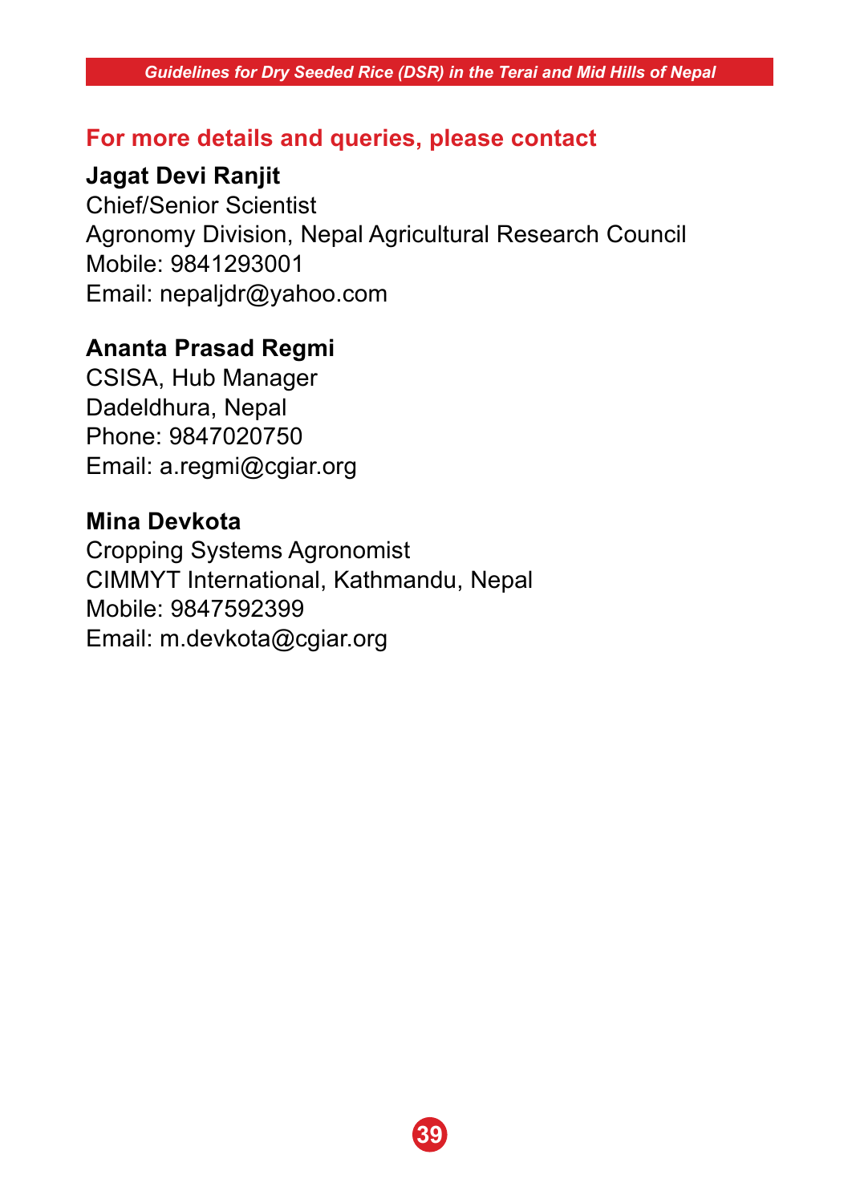## For more details and queries, please contact

**Jagat Devi Ranjit**
Chief/Senior Scientist
Agronomy Division, Nepal Agricultural Research Council
Mobile: 9841293001
Email: nepaljdr@yahoo.com

**Ananta Prasad Regmi**
CSISA, Hub Manager
Dadeldhura, Nepal
Phone: 9847020750
Email: a.regmi@cgiar.org

**Mina Devkota**
Cropping Systems Agronomist
CIMMYT International, Kathmandu, Nepal
Mobile: 9847592399
Email: m.devkota@cgiar.org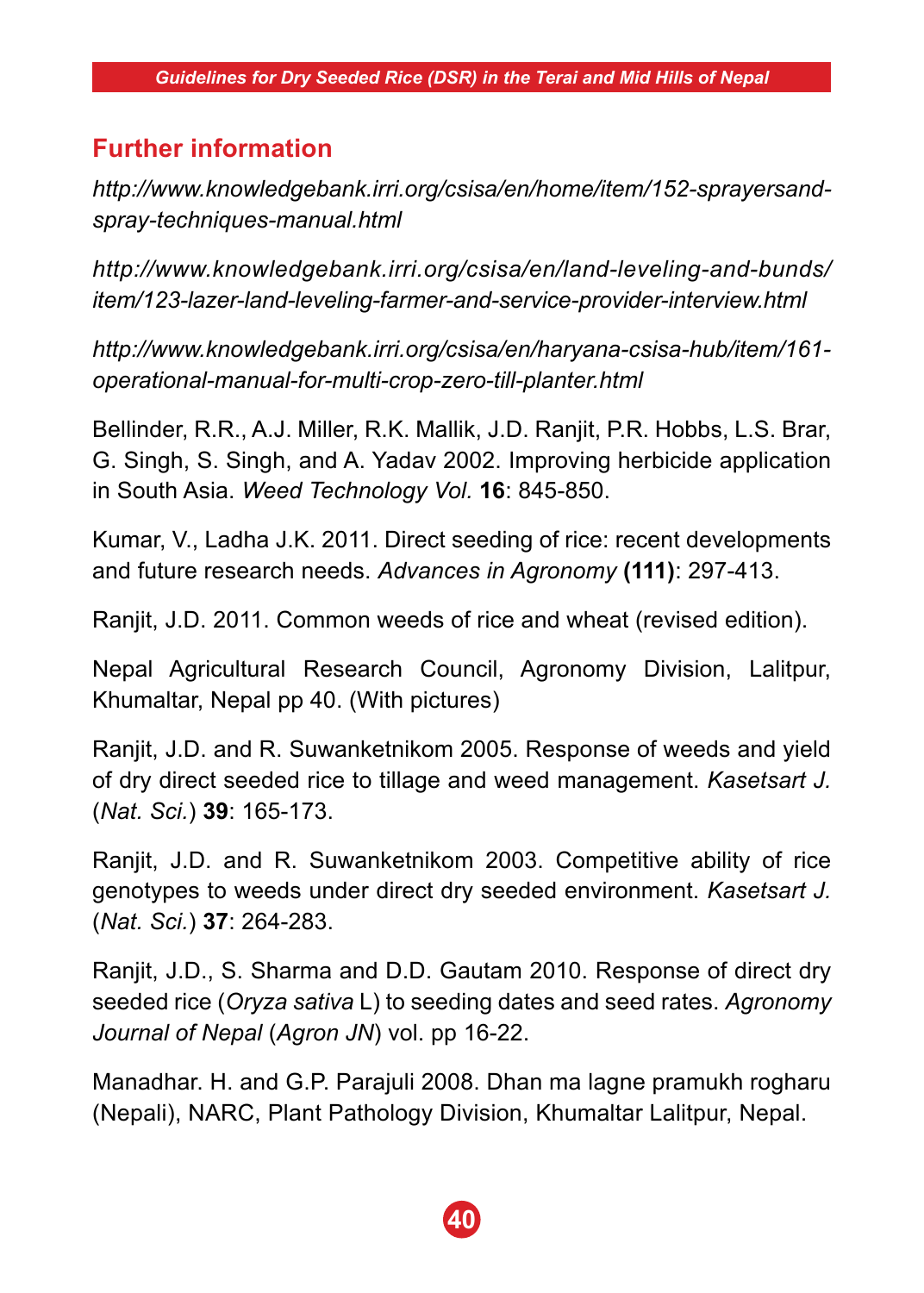## Further information

*http://www.knowledgebank.irri.org/csisa/en/home/item/152-sprayersand-spray-techniques-manual.html*

*http://www.knowledgebank.irri.org/csisa/en/land-leveling-and-bunds/item/123-lazer-land-leveling-farmer-and-service-provider-interview.html*

*http://www.knowledgebank.irri.org/csisa/en/haryana-csisa-hub/item/161-operational-manual-for-multi-crop-zero-till-planter.html*

Bellinder, R.R., A.J. Miller, R.K. Mallik, J.D. Ranjit, P.R. Hobbs, L.S. Brar, G. Singh, S. Singh, and A. Yadav 2002. Improving herbicide application in South Asia. *Weed Technology Vol.* **16**: 845-850.

Kumar, V., Ladha J.K. 2011. Direct seeding of rice: recent developments and future research needs. *Advances in Agronomy* **(111)**: 297-413.

Ranjit, J.D. 2011. Common weeds of rice and wheat (revised edition).

Nepal Agricultural Research Council, Agronomy Division, Lalitpur, Khumaltar, Nepal pp 40. (With pictures)

Ranjit, J.D. and R. Suwanketnikom 2005. Response of weeds and yield of dry direct seeded rice to tillage and weed management. *Kasetsart J.* (*Nat. Sci.*) **39**: 165-173.

Ranjit, J.D. and R. Suwanketnikom 2003. Competitive ability of rice genotypes to weeds under direct dry seeded environment. *Kasetsart J.* (*Nat. Sci.*) **37**: 264-283.

Ranjit, J.D., S. Sharma and D.D. Gautam 2010. Response of direct dry seeded rice (*Oryza sativa* L) to seeding dates and seed rates. *Agronomy Journal of Nepal* (*Agron JN*) vol. pp 16-22.

Manadhar. H. and G.P. Parajuli 2008. Dhan ma lagne pramukh rogharu (Nepali), NARC, Plant Pathology Division, Khumaltar Lalitpur, Nepal.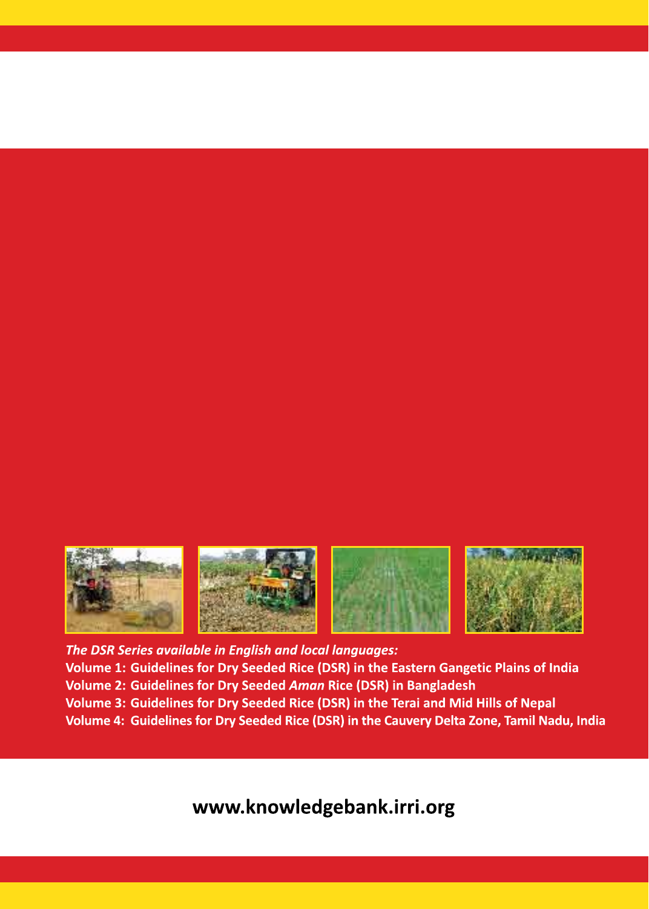***The DSR Series available in English and local languages:***

**Volume 1: Guidelines for Dry Seeded Rice (DSR) in the Eastern Gangetic Plains of India**

**Volume 2: Guidelines for Dry Seeded *Aman* Rice (DSR) in Bangladesh**

**Volume 3: Guidelines for Dry Seeded Rice (DSR) in the Terai and Mid Hills of Nepal**

**Volume 4: Guidelines for Dry Seeded Rice (DSR) in the Cauvery Delta Zone, Tamil Nadu, India**

**www.knowledgebank.irri.org**